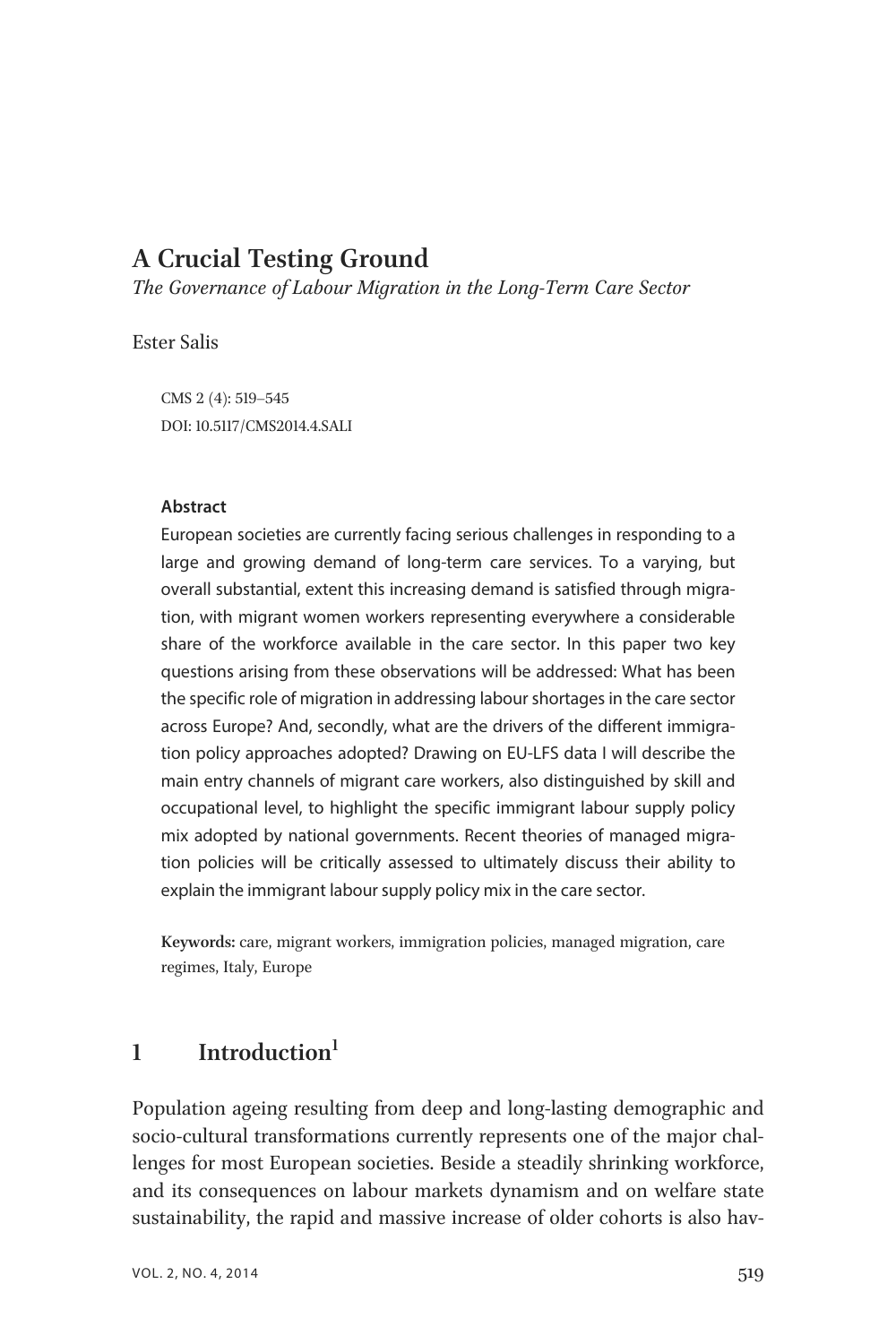# A Crucial Testing Ground

*The Governance of Labour Migration in the Long-Term Care Sector*

Ester Salis

CMS 2 (4): 519–545
DOI: 10.5117/CMS2014.4.SALI

**Abstract**

European societies are currently facing serious challenges in responding to a large and growing demand of long-term care services. To a varying, but overall substantial, extent this increasing demand is satisfied through migration, with migrant women workers representing everywhere a considerable share of the workforce available in the care sector. In this paper two key questions arising from these observations will be addressed: What has been the specific role of migration in addressing labour shortages in the care sector across Europe? And, secondly, what are the drivers of the different immigration policy approaches adopted? Drawing on EU-LFS data I will describe the main entry channels of migrant care workers, also distinguished by skill and occupational level, to highlight the specific immigrant labour supply policy mix adopted by national governments. Recent theories of managed migration policies will be critically assessed to ultimately discuss their ability to explain the immigrant labour supply policy mix in the care sector.

**Keywords:** care, migrant workers, immigration policies, managed migration, care regimes, Italy, Europe

## 1 Introduction[1]

Population ageing resulting from deep and long-lasting demographic and socio-cultural transformations currently represents one of the major challenges for most European societies. Beside a steadily shrinking workforce, and its consequences on labour markets dynamism and on welfare state sustainability, the rapid and massive increase of older cohorts is also hav-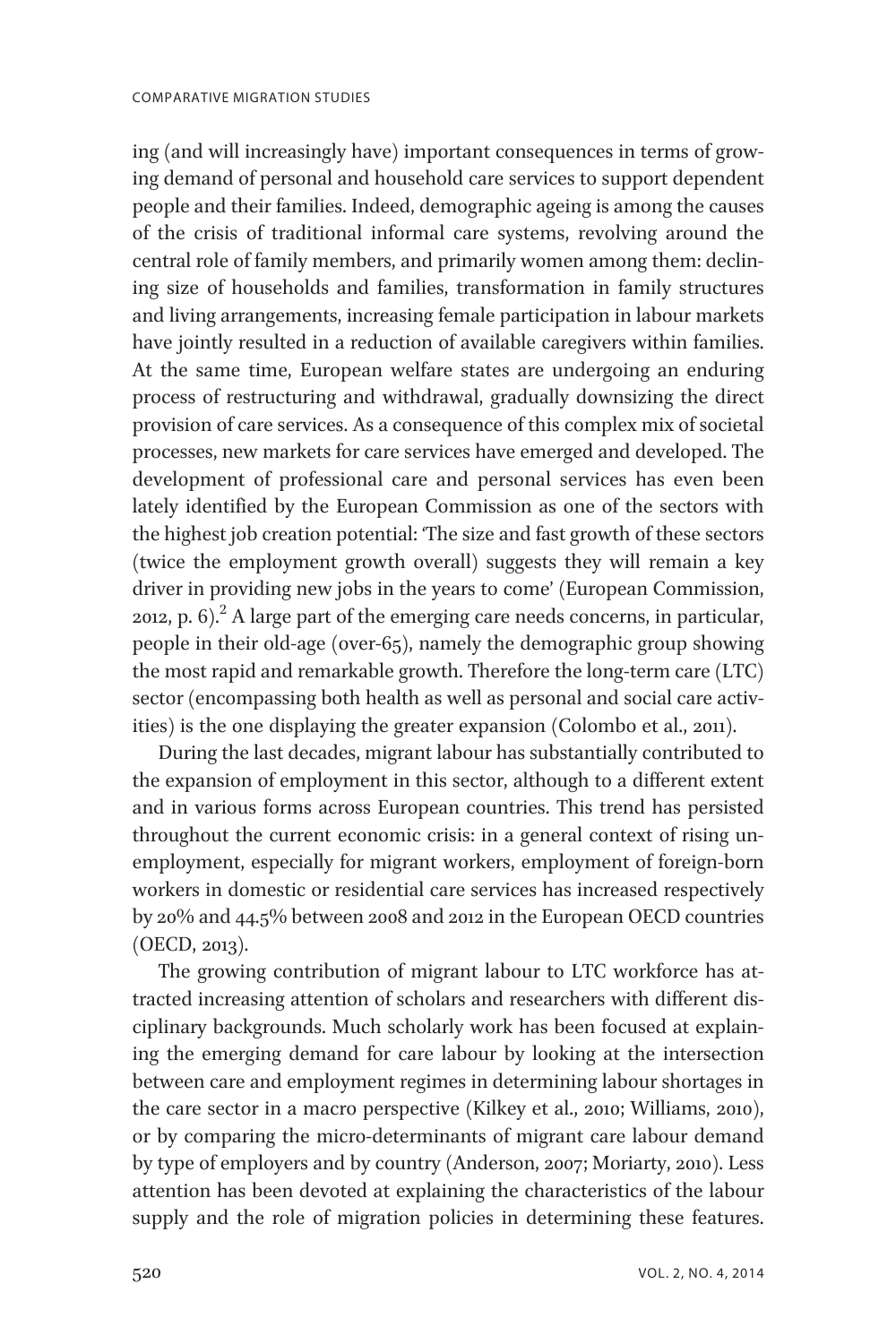ing (and will increasingly have) important consequences in terms of growing demand of personal and household care services to support dependent people and their families. Indeed, demographic ageing is among the causes of the crisis of traditional informal care systems, revolving around the central role of family members, and primarily women among them: declining size of households and families, transformation in family structures and living arrangements, increasing female participation in labour markets have jointly resulted in a reduction of available caregivers within families. At the same time, European welfare states are undergoing an enduring process of restructuring and withdrawal, gradually downsizing the direct provision of care services. As a consequence of this complex mix of societal processes, new markets for care services have emerged and developed. The development of professional care and personal services has even been lately identified by the European Commission as one of the sectors with the highest job creation potential: 'The size and fast growth of these sectors (twice the employment growth overall) suggests they will remain a key driver in providing new jobs in the years to come' (European Commission, 2012, p. 6).[2] A large part of the emerging care needs concerns, in particular, people in their old-age (over-65), namely the demographic group showing the most rapid and remarkable growth. Therefore the long-term care (LTC) sector (encompassing both health as well as personal and social care activities) is the one displaying the greater expansion (Colombo et al., 2011).

During the last decades, migrant labour has substantially contributed to the expansion of employment in this sector, although to a different extent and in various forms across European countries. This trend has persisted throughout the current economic crisis: in a general context of rising unemployment, especially for migrant workers, employment of foreign-born workers in domestic or residential care services has increased respectively by 20% and 44.5% between 2008 and 2012 in the European OECD countries (OECD, 2013).

The growing contribution of migrant labour to LTC workforce has attracted increasing attention of scholars and researchers with different disciplinary backgrounds. Much scholarly work has been focused at explaining the emerging demand for care labour by looking at the intersection between care and employment regimes in determining labour shortages in the care sector in a macro perspective (Kilkey et al., 2010; Williams, 2010), or by comparing the micro-determinants of migrant care labour demand by type of employers and by country (Anderson, 2007; Moriarty, 2010). Less attention has been devoted at explaining the characteristics of the labour supply and the role of migration policies in determining these features.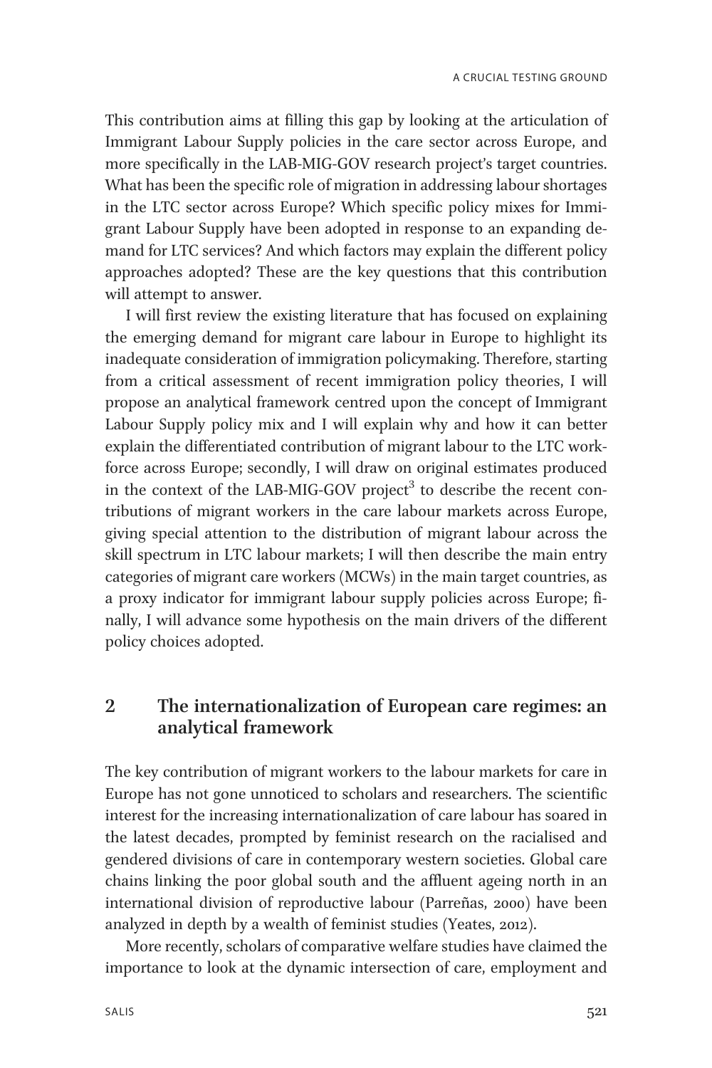This contribution aims at filling this gap by looking at the articulation of Immigrant Labour Supply policies in the care sector across Europe, and more specifically in the LAB-MIG-GOV research project's target countries. What has been the specific role of migration in addressing labour shortages in the LTC sector across Europe? Which specific policy mixes for Immigrant Labour Supply have been adopted in response to an expanding demand for LTC services? And which factors may explain the different policy approaches adopted? These are the key questions that this contribution will attempt to answer.

I will first review the existing literature that has focused on explaining the emerging demand for migrant care labour in Europe to highlight its inadequate consideration of immigration policymaking. Therefore, starting from a critical assessment of recent immigration policy theories, I will propose an analytical framework centred upon the concept of Immigrant Labour Supply policy mix and I will explain why and how it can better explain the differentiated contribution of migrant labour to the LTC workforce across Europe; secondly, I will draw on original estimates produced in the context of the LAB-MIG-GOV project[3] to describe the recent contributions of migrant workers in the care labour markets across Europe, giving special attention to the distribution of migrant labour across the skill spectrum in LTC labour markets; I will then describe the main entry categories of migrant care workers (MCWs) in the main target countries, as a proxy indicator for immigrant labour supply policies across Europe; finally, I will advance some hypothesis on the main drivers of the different policy choices adopted.

## 2 The internationalization of European care regimes: an analytical framework

The key contribution of migrant workers to the labour markets for care in Europe has not gone unnoticed to scholars and researchers. The scientific interest for the increasing internationalization of care labour has soared in the latest decades, prompted by feminist research on the racialised and gendered divisions of care in contemporary western societies. Global care chains linking the poor global south and the affluent ageing north in an international division of reproductive labour (Parreñas, 2000) have been analyzed in depth by a wealth of feminist studies (Yeates, 2012).

More recently, scholars of comparative welfare studies have claimed the importance to look at the dynamic intersection of care, employment and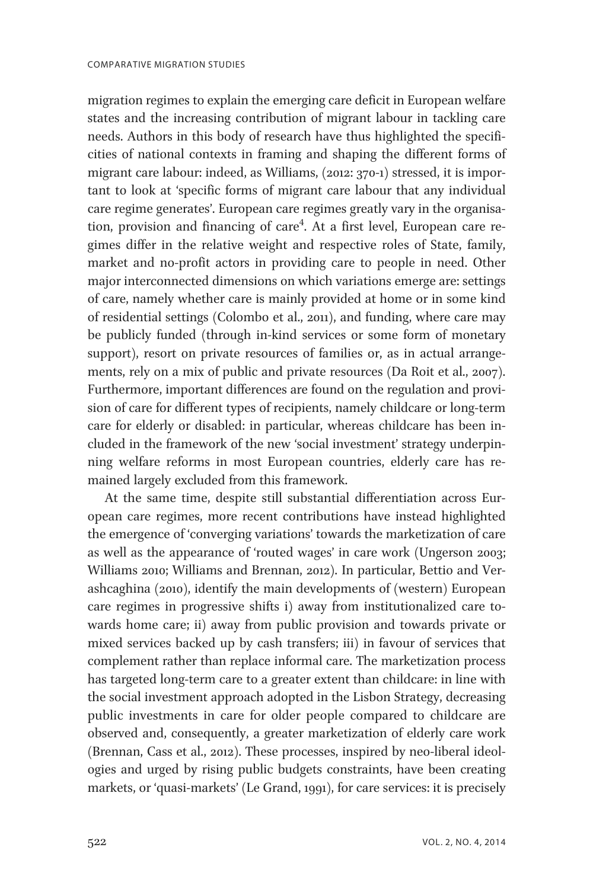migration regimes to explain the emerging care deficit in European welfare states and the increasing contribution of migrant labour in tackling care needs. Authors in this body of research have thus highlighted the specificities of national contexts in framing and shaping the different forms of migrant care labour: indeed, as Williams, (2012: 370-1) stressed, it is important to look at 'specific forms of migrant care labour that any individual care regime generates'. European care regimes greatly vary in the organisation, provision and financing of care[4]. At a first level, European care regimes differ in the relative weight and respective roles of State, family, market and no-profit actors in providing care to people in need. Other major interconnected dimensions on which variations emerge are: settings of care, namely whether care is mainly provided at home or in some kind of residential settings (Colombo et al., 2011), and funding, where care may be publicly funded (through in-kind services or some form of monetary support), resort on private resources of families or, as in actual arrangements, rely on a mix of public and private resources (Da Roit et al., 2007). Furthermore, important differences are found on the regulation and provision of care for different types of recipients, namely childcare or long-term care for elderly or disabled: in particular, whereas childcare has been included in the framework of the new 'social investment' strategy underpinning welfare reforms in most European countries, elderly care has remained largely excluded from this framework.

At the same time, despite still substantial differentiation across European care regimes, more recent contributions have instead highlighted the emergence of 'converging variations' towards the marketization of care as well as the appearance of 'routed wages' in care work (Ungerson 2003; Williams 2010; Williams and Brennan, 2012). In particular, Bettio and Verashcaghina (2010), identify the main developments of (western) European care regimes in progressive shifts i) away from institutionalized care towards home care; ii) away from public provision and towards private or mixed services backed up by cash transfers; iii) in favour of services that complement rather than replace informal care. The marketization process has targeted long-term care to a greater extent than childcare: in line with the social investment approach adopted in the Lisbon Strategy, decreasing public investments in care for older people compared to childcare are observed and, consequently, a greater marketization of elderly care work (Brennan, Cass et al., 2012). These processes, inspired by neo-liberal ideologies and urged by rising public budgets constraints, have been creating markets, or 'quasi-markets' (Le Grand, 1991), for care services: it is precisely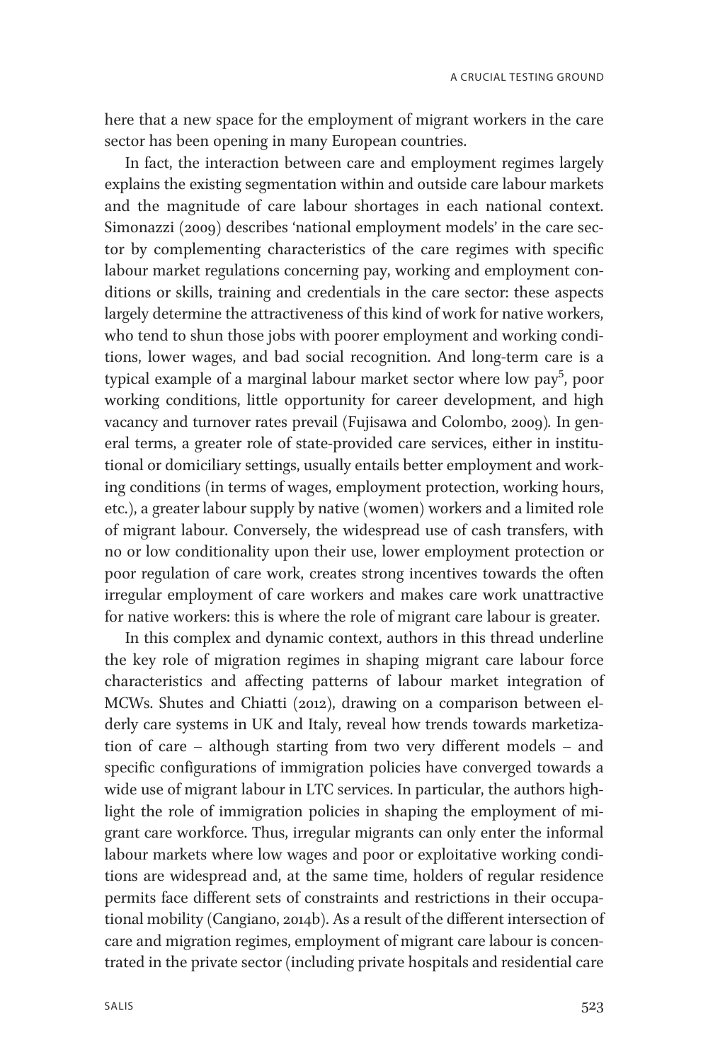here that a new space for the employment of migrant workers in the care sector has been opening in many European countries.

In fact, the interaction between care and employment regimes largely explains the existing segmentation within and outside care labour markets and the magnitude of care labour shortages in each national context. Simonazzi (2009) describes 'national employment models' in the care sector by complementing characteristics of the care regimes with specific labour market regulations concerning pay, working and employment conditions or skills, training and credentials in the care sector: these aspects largely determine the attractiveness of this kind of work for native workers, who tend to shun those jobs with poorer employment and working conditions, lower wages, and bad social recognition. And long-term care is a typical example of a marginal labour market sector where low pay[5], poor working conditions, little opportunity for career development, and high vacancy and turnover rates prevail (Fujisawa and Colombo, 2009). In general terms, a greater role of state-provided care services, either in institutional or domiciliary settings, usually entails better employment and working conditions (in terms of wages, employment protection, working hours, etc.), a greater labour supply by native (women) workers and a limited role of migrant labour. Conversely, the widespread use of cash transfers, with no or low conditionality upon their use, lower employment protection or poor regulation of care work, creates strong incentives towards the often irregular employment of care workers and makes care work unattractive for native workers: this is where the role of migrant care labour is greater.

In this complex and dynamic context, authors in this thread underline the key role of migration regimes in shaping migrant care labour force characteristics and affecting patterns of labour market integration of MCWs. Shutes and Chiatti (2012), drawing on a comparison between elderly care systems in UK and Italy, reveal how trends towards marketization of care – although starting from two very different models – and specific configurations of immigration policies have converged towards a wide use of migrant labour in LTC services. In particular, the authors highlight the role of immigration policies in shaping the employment of migrant care workforce. Thus, irregular migrants can only enter the informal labour markets where low wages and poor or exploitative working conditions are widespread and, at the same time, holders of regular residence permits face different sets of constraints and restrictions in their occupational mobility (Cangiano, 2014b). As a result of the different intersection of care and migration regimes, employment of migrant care labour is concentrated in the private sector (including private hospitals and residential care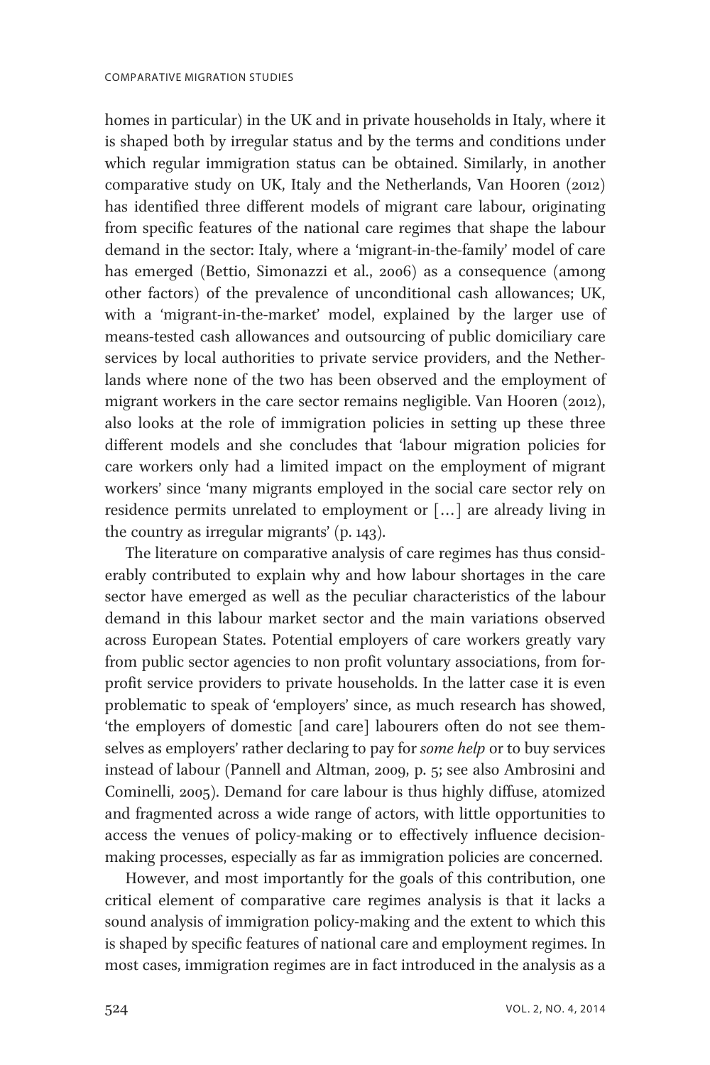homes in particular) in the UK and in private households in Italy, where it is shaped both by irregular status and by the terms and conditions under which regular immigration status can be obtained. Similarly, in another comparative study on UK, Italy and the Netherlands, Van Hooren (2012) has identified three different models of migrant care labour, originating from specific features of the national care regimes that shape the labour demand in the sector: Italy, where a 'migrant-in-the-family' model of care has emerged (Bettio, Simonazzi et al., 2006) as a consequence (among other factors) of the prevalence of unconditional cash allowances; UK, with a 'migrant-in-the-market' model, explained by the larger use of means-tested cash allowances and outsourcing of public domiciliary care services by local authorities to private service providers, and the Netherlands where none of the two has been observed and the employment of migrant workers in the care sector remains negligible. Van Hooren (2012), also looks at the role of immigration policies in setting up these three different models and she concludes that 'labour migration policies for care workers only had a limited impact on the employment of migrant workers' since 'many migrants employed in the social care sector rely on residence permits unrelated to employment or […] are already living in the country as irregular migrants' (p. 143).

The literature on comparative analysis of care regimes has thus considerably contributed to explain why and how labour shortages in the care sector have emerged as well as the peculiar characteristics of the labour demand in this labour market sector and the main variations observed across European States. Potential employers of care workers greatly vary from public sector agencies to non profit voluntary associations, from for-profit service providers to private households. In the latter case it is even problematic to speak of 'employers' since, as much research has showed, 'the employers of domestic [and care] labourers often do not see themselves as employers' rather declaring to pay for *some help* or to buy services instead of labour (Pannell and Altman, 2009, p. 5; see also Ambrosini and Cominelli, 2005). Demand for care labour is thus highly diffuse, atomized and fragmented across a wide range of actors, with little opportunities to access the venues of policy-making or to effectively influence decision-making processes, especially as far as immigration policies are concerned.

However, and most importantly for the goals of this contribution, one critical element of comparative care regimes analysis is that it lacks a sound analysis of immigration policy-making and the extent to which this is shaped by specific features of national care and employment regimes. In most cases, immigration regimes are in fact introduced in the analysis as a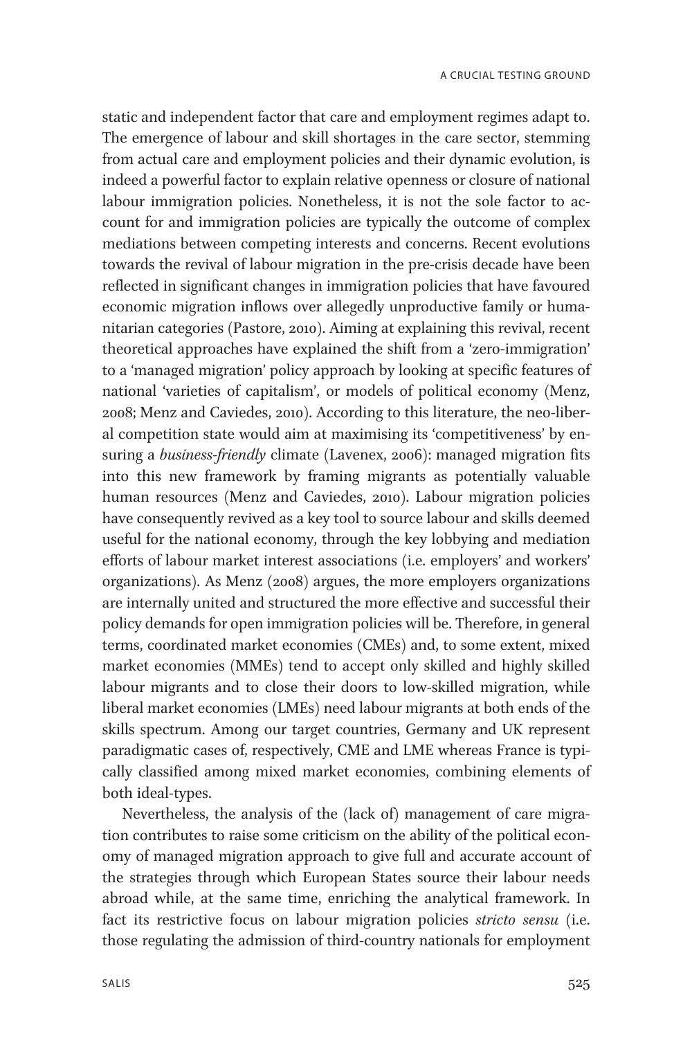static and independent factor that care and employment regimes adapt to. The emergence of labour and skill shortages in the care sector, stemming from actual care and employment policies and their dynamic evolution, is indeed a powerful factor to explain relative openness or closure of national labour immigration policies. Nonetheless, it is not the sole factor to account for and immigration policies are typically the outcome of complex mediations between competing interests and concerns. Recent evolutions towards the revival of labour migration in the pre-crisis decade have been reflected in significant changes in immigration policies that have favoured economic migration inflows over allegedly unproductive family or humanitarian categories (Pastore, 2010). Aiming at explaining this revival, recent theoretical approaches have explained the shift from a 'zero-immigration' to a 'managed migration' policy approach by looking at specific features of national 'varieties of capitalism', or models of political economy (Menz, 2008; Menz and Caviedes, 2010). According to this literature, the neo-liberal competition state would aim at maximising its 'competitiveness' by ensuring a *business-friendly* climate (Lavenex, 2006): managed migration fits into this new framework by framing migrants as potentially valuable human resources (Menz and Caviedes, 2010). Labour migration policies have consequently revived as a key tool to source labour and skills deemed useful for the national economy, through the key lobbying and mediation efforts of labour market interest associations (i.e. employers' and workers' organizations). As Menz (2008) argues, the more employers organizations are internally united and structured the more effective and successful their policy demands for open immigration policies will be. Therefore, in general terms, coordinated market economies (CMEs) and, to some extent, mixed market economies (MMEs) tend to accept only skilled and highly skilled labour migrants and to close their doors to low-skilled migration, while liberal market economies (LMEs) need labour migrants at both ends of the skills spectrum. Among our target countries, Germany and UK represent paradigmatic cases of, respectively, CME and LME whereas France is typically classified among mixed market economies, combining elements of both ideal-types.

Nevertheless, the analysis of the (lack of) management of care migration contributes to raise some criticism on the ability of the political economy of managed migration approach to give full and accurate account of the strategies through which European States source their labour needs abroad while, at the same time, enriching the analytical framework. In fact its restrictive focus on labour migration policies *stricto sensu* (i.e. those regulating the admission of third-country nationals for employment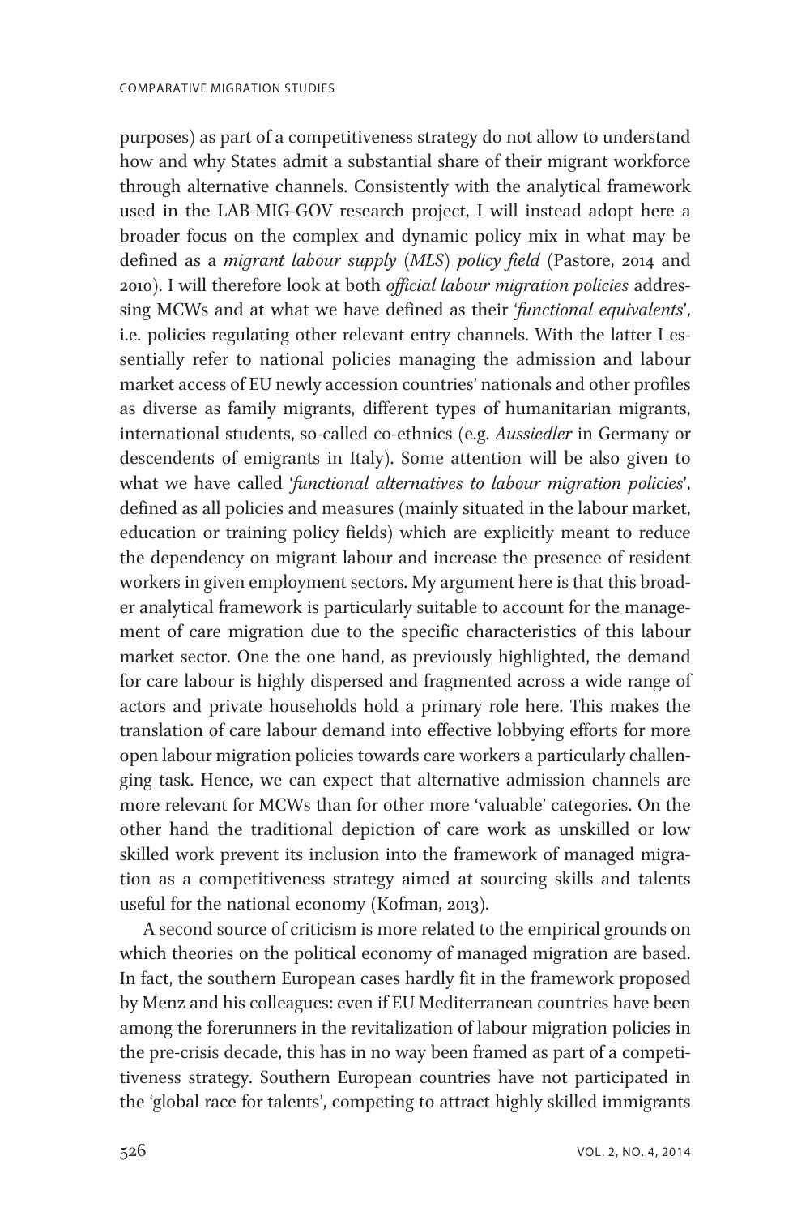purposes) as part of a competitiveness strategy do not allow to understand how and why States admit a substantial share of their migrant workforce through alternative channels. Consistently with the analytical framework used in the LAB-MIG-GOV research project, I will instead adopt here a broader focus on the complex and dynamic policy mix in what may be defined as a *migrant labour supply* (*MLS*) *policy field* (Pastore, 2014 and 2010). I will therefore look at both *official labour migration policies* addressing MCWs and at what we have defined as their '*functional equivalents*', i.e. policies regulating other relevant entry channels. With the latter I essentially refer to national policies managing the admission and labour market access of EU newly accession countries' nationals and other profiles as diverse as family migrants, different types of humanitarian migrants, international students, so-called co-ethnics (e.g. *Aussiedler* in Germany or descendents of emigrants in Italy). Some attention will be also given to what we have called '*functional alternatives to labour migration policies*', defined as all policies and measures (mainly situated in the labour market, education or training policy fields) which are explicitly meant to reduce the dependency on migrant labour and increase the presence of resident workers in given employment sectors. My argument here is that this broader analytical framework is particularly suitable to account for the management of care migration due to the specific characteristics of this labour market sector. One the one hand, as previously highlighted, the demand for care labour is highly dispersed and fragmented across a wide range of actors and private households hold a primary role here. This makes the translation of care labour demand into effective lobbying efforts for more open labour migration policies towards care workers a particularly challenging task. Hence, we can expect that alternative admission channels are more relevant for MCWs than for other more 'valuable' categories. On the other hand the traditional depiction of care work as unskilled or low skilled work prevent its inclusion into the framework of managed migration as a competitiveness strategy aimed at sourcing skills and talents useful for the national economy (Kofman, 2013).

A second source of criticism is more related to the empirical grounds on which theories on the political economy of managed migration are based. In fact, the southern European cases hardly fit in the framework proposed by Menz and his colleagues: even if EU Mediterranean countries have been among the forerunners in the revitalization of labour migration policies in the pre-crisis decade, this has in no way been framed as part of a competitiveness strategy. Southern European countries have not participated in the 'global race for talents', competing to attract highly skilled immigrants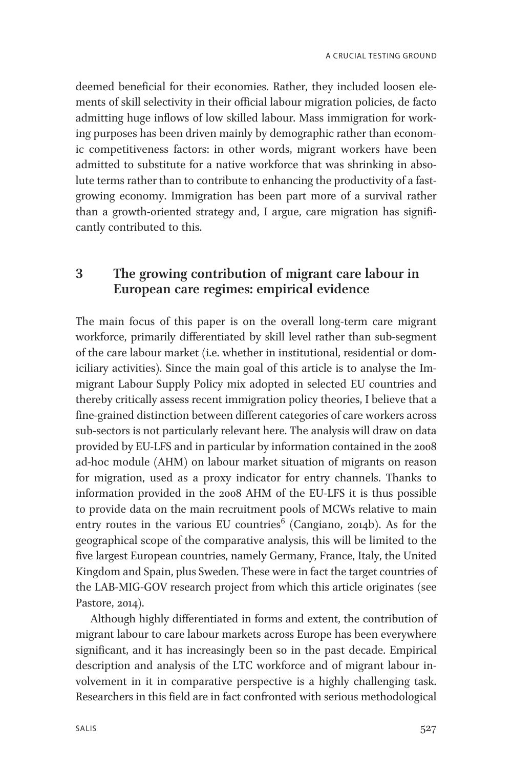deemed beneficial for their economies. Rather, they included loosen elements of skill selectivity in their official labour migration policies, de facto admitting huge inflows of low skilled labour. Mass immigration for working purposes has been driven mainly by demographic rather than economic competitiveness factors: in other words, migrant workers have been admitted to substitute for a native workforce that was shrinking in absolute terms rather than to contribute to enhancing the productivity of a fast-growing economy. Immigration has been part more of a survival rather than a growth-oriented strategy and, I argue, care migration has significantly contributed to this.

## 3 The growing contribution of migrant care labour in European care regimes: empirical evidence

The main focus of this paper is on the overall long-term care migrant workforce, primarily differentiated by skill level rather than sub-segment of the care labour market (i.e. whether in institutional, residential or domiciliary activities). Since the main goal of this article is to analyse the Immigrant Labour Supply Policy mix adopted in selected EU countries and thereby critically assess recent immigration policy theories, I believe that a fine-grained distinction between different categories of care workers across sub-sectors is not particularly relevant here. The analysis will draw on data provided by EU-LFS and in particular by information contained in the 2008 ad-hoc module (AHM) on labour market situation of migrants on reason for migration, used as a proxy indicator for entry channels. Thanks to information provided in the 2008 AHM of the EU-LFS it is thus possible to provide data on the main recruitment pools of MCWs relative to main entry routes in the various EU countries[6] (Cangiano, 2014b). As for the geographical scope of the comparative analysis, this will be limited to the five largest European countries, namely Germany, France, Italy, the United Kingdom and Spain, plus Sweden. These were in fact the target countries of the LAB-MIG-GOV research project from which this article originates (see Pastore, 2014).

Although highly differentiated in forms and extent, the contribution of migrant labour to care labour markets across Europe has been everywhere significant, and it has increasingly been so in the past decade. Empirical description and analysis of the LTC workforce and of migrant labour involvement in it in comparative perspective is a highly challenging task. Researchers in this field are in fact confronted with serious methodological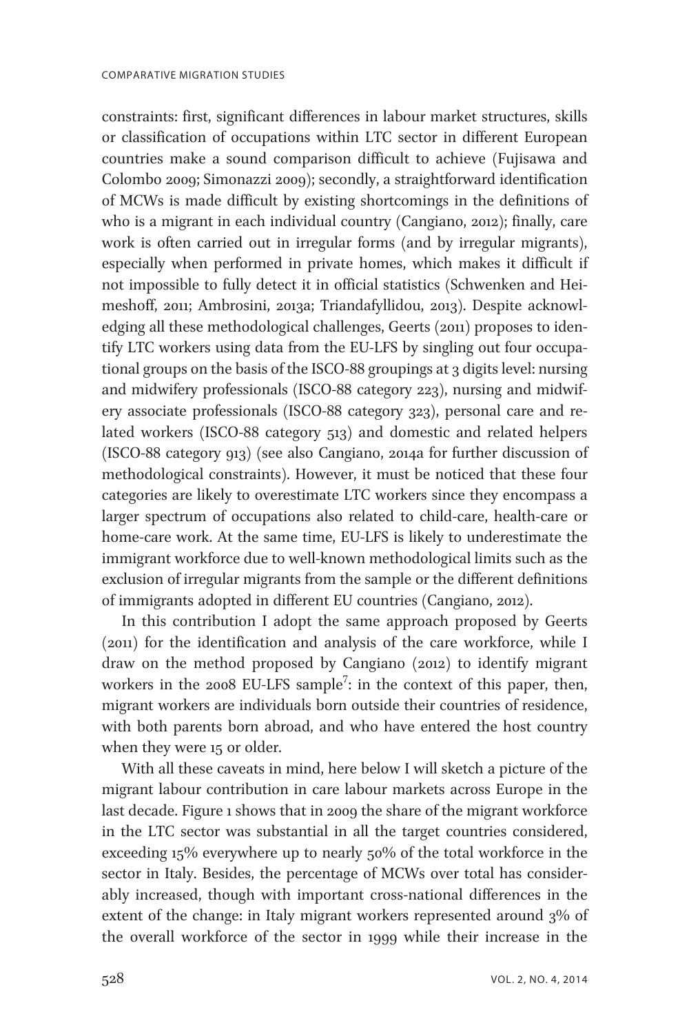constraints: first, significant differences in labour market structures, skills or classification of occupations within LTC sector in different European countries make a sound comparison difficult to achieve (Fujisawa and Colombo 2009; Simonazzi 2009); secondly, a straightforward identification of MCWs is made difficult by existing shortcomings in the definitions of who is a migrant in each individual country (Cangiano, 2012); finally, care work is often carried out in irregular forms (and by irregular migrants), especially when performed in private homes, which makes it difficult if not impossible to fully detect it in official statistics (Schwenken and Heimeshoff, 2011; Ambrosini, 2013a; Triandafyllidou, 2013). Despite acknowledging all these methodological challenges, Geerts (2011) proposes to identify LTC workers using data from the EU-LFS by singling out four occupational groups on the basis of the ISCO-88 groupings at 3 digits level: nursing and midwifery professionals (ISCO-88 category 223), nursing and midwifery associate professionals (ISCO-88 category 323), personal care and related workers (ISCO-88 category 513) and domestic and related helpers (ISCO-88 category 913) (see also Cangiano, 2014a for further discussion of methodological constraints). However, it must be noticed that these four categories are likely to overestimate LTC workers since they encompass a larger spectrum of occupations also related to child-care, health-care or home-care work. At the same time, EU-LFS is likely to underestimate the immigrant workforce due to well-known methodological limits such as the exclusion of irregular migrants from the sample or the different definitions of immigrants adopted in different EU countries (Cangiano, 2012).

In this contribution I adopt the same approach proposed by Geerts (2011) for the identification and analysis of the care workforce, while I draw on the method proposed by Cangiano (2012) to identify migrant workers in the 2008 EU-LFS sample[7]: in the context of this paper, then, migrant workers are individuals born outside their countries of residence, with both parents born abroad, and who have entered the host country when they were 15 or older.

With all these caveats in mind, here below I will sketch a picture of the migrant labour contribution in care labour markets across Europe in the last decade. Figure 1 shows that in 2009 the share of the migrant workforce in the LTC sector was substantial in all the target countries considered, exceeding 15% everywhere up to nearly 50% of the total workforce in the sector in Italy. Besides, the percentage of MCWs over total has considerably increased, though with important cross-national differences in the extent of the change: in Italy migrant workers represented around 3% of the overall workforce of the sector in 1999 while their increase in the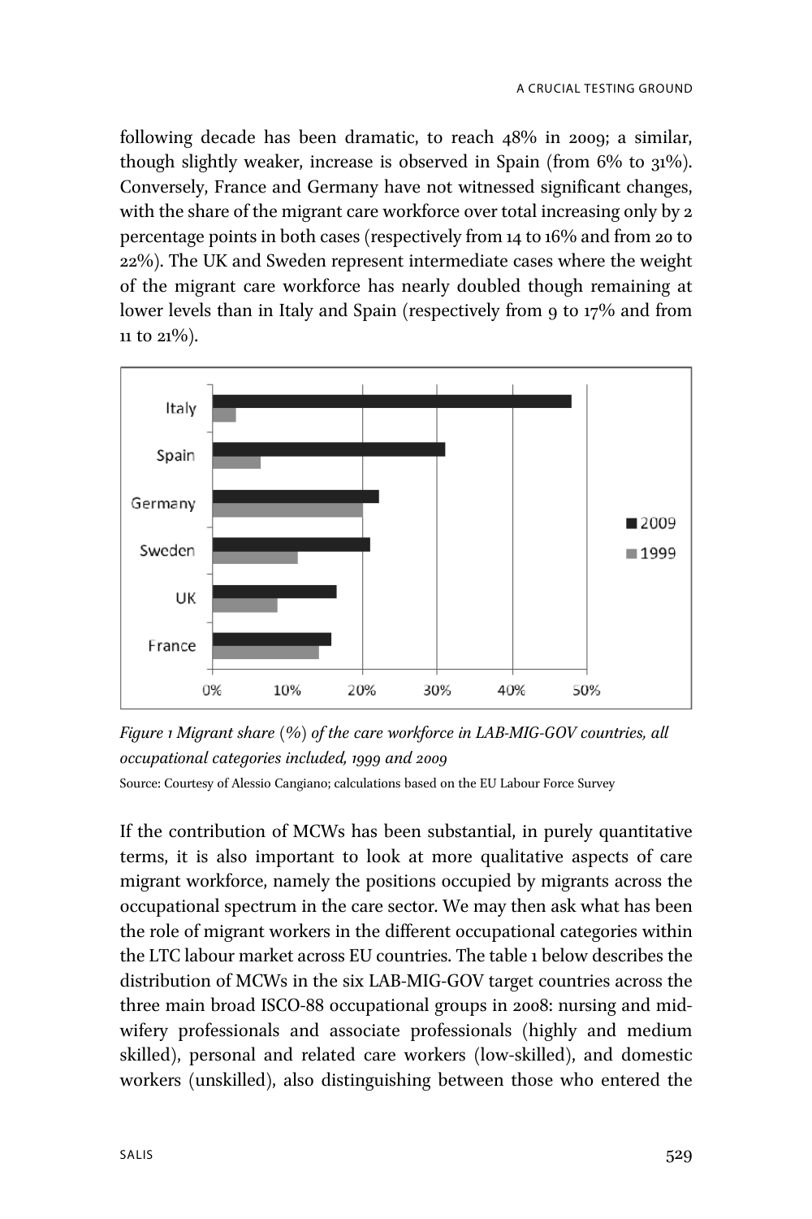following decade has been dramatic, to reach 48% in 2009; a similar, though slightly weaker, increase is observed in Spain (from 6% to 31%). Conversely, France and Germany have not witnessed significant changes, with the share of the migrant care workforce over total increasing only by 2 percentage points in both cases (respectively from 14 to 16% and from 20 to 22%). The UK and Sweden represent intermediate cases where the weight of the migrant care workforce has nearly doubled though remaining at lower levels than in Italy and Spain (respectively from 9 to 17% and from 11 to 21%).

*Figure 1 Migrant share (%) of the care workforce in LAB-MIG-GOV countries, all occupational categories included, 1999 and 2009*

Source: Courtesy of Alessio Cangiano; calculations based on the EU Labour Force Survey

If the contribution of MCWs has been substantial, in purely quantitative terms, it is also important to look at more qualitative aspects of care migrant workforce, namely the positions occupied by migrants across the occupational spectrum in the care sector. We may then ask what has been the role of migrant workers in the different occupational categories within the LTC labour market across EU countries. The table 1 below describes the distribution of MCWs in the six LAB-MIG-GOV target countries across the three main broad ISCO-88 occupational groups in 2008: nursing and midwifery professionals and associate professionals (highly and medium skilled), personal and related care workers (low-skilled), and domestic workers (unskilled), also distinguishing between those who entered the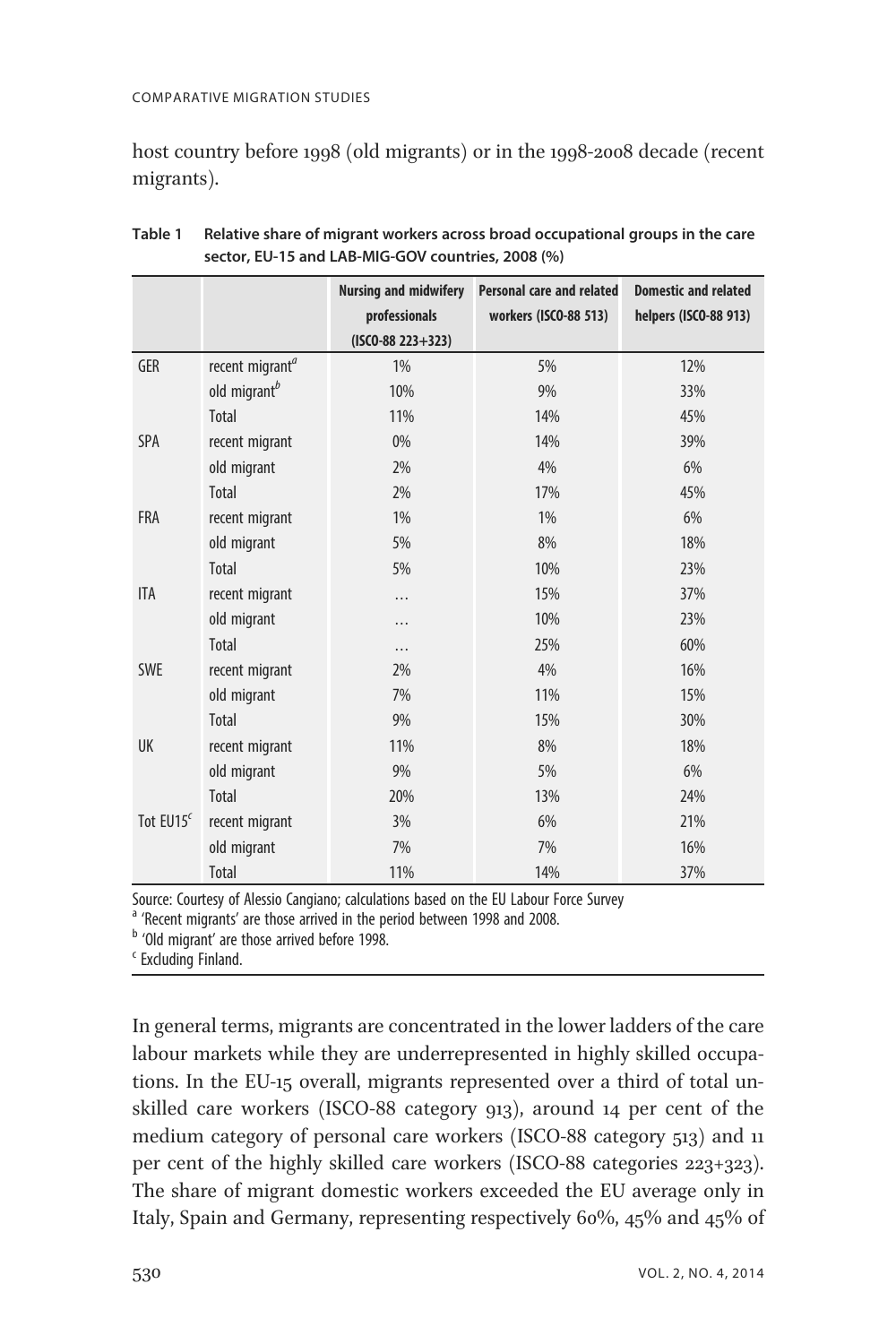host country before 1998 (old migrants) or in the 1998-2008 decade (recent migrants).

**Table 1 Relative share of migrant workers across broad occupational groups in the care sector, EU-15 and LAB-MIG-GOV countries, 2008 (%)**

| | | Nursing and midwifery professionals (ISCO-88 223+323) | Personal care and related workers (ISCO-88 513) | Domestic and related helpers (ISCO-88 913) |
|---|---|---|---|---|
| GER | recent migrant[a] | 1% | 5% | 12% |
| | old migrant[b] | 10% | 9% | 33% |
| | Total | 11% | 14% | 45% |
| SPA | recent migrant | 0% | 14% | 39% |
| | old migrant | 2% | 4% | 6% |
| | Total | 2% | 17% | 45% |
| FRA | recent migrant | 1% | 1% | 6% |
| | old migrant | 5% | 8% | 18% |
| | Total | 5% | 10% | 23% |
| ITA | recent migrant | … | 15% | 37% |
| | old migrant | … | 10% | 23% |
| | Total | … | 25% | 60% |
| SWE | recent migrant | 2% | 4% | 16% |
| | old migrant | 7% | 11% | 15% |
| | Total | 9% | 15% | 30% |
| UK | recent migrant | 11% | 8% | 18% |
| | old migrant | 9% | 5% | 6% |
| | Total | 20% | 13% | 24% |
| Tot EU15[c] | recent migrant | 3% | 6% | 21% |
| | old migrant | 7% | 7% | 16% |
| | Total | 11% | 14% | 37% |

Source: Courtesy of Alessio Cangiano; calculations based on the EU Labour Force Survey

[a] 'Recent migrants' are those arrived in the period between 1998 and 2008.

[b] 'Old migrant' are those arrived before 1998.

[c] Excluding Finland.

In general terms, migrants are concentrated in the lower ladders of the care labour markets while they are underrepresented in highly skilled occupations. In the EU-15 overall, migrants represented over a third of total unskilled care workers (ISCO-88 category 913), around 14 per cent of the medium category of personal care workers (ISCO-88 category 513) and 11 per cent of the highly skilled care workers (ISCO-88 categories 223+323). The share of migrant domestic workers exceeded the EU average only in Italy, Spain and Germany, representing respectively 60%, 45% and 45% of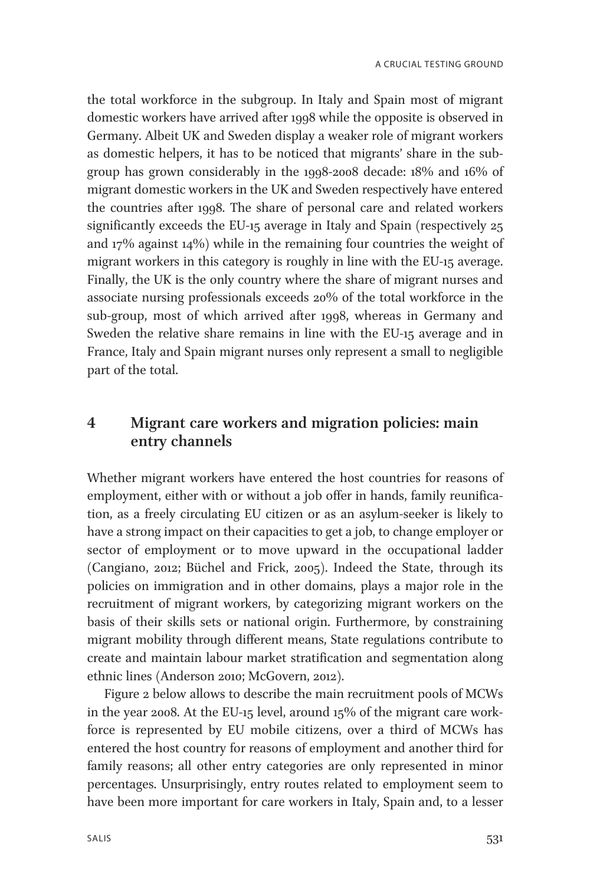the total workforce in the subgroup. In Italy and Spain most of migrant domestic workers have arrived after 1998 while the opposite is observed in Germany. Albeit UK and Sweden display a weaker role of migrant workers as domestic helpers, it has to be noticed that migrants' share in the subgroup has grown considerably in the 1998-2008 decade: 18% and 16% of migrant domestic workers in the UK and Sweden respectively have entered the countries after 1998. The share of personal care and related workers significantly exceeds the EU-15 average in Italy and Spain (respectively 25 and 17% against 14%) while in the remaining four countries the weight of migrant workers in this category is roughly in line with the EU-15 average. Finally, the UK is the only country where the share of migrant nurses and associate nursing professionals exceeds 20% of the total workforce in the sub-group, most of which arrived after 1998, whereas in Germany and Sweden the relative share remains in line with the EU-15 average and in France, Italy and Spain migrant nurses only represent a small to negligible part of the total.

## 4 Migrant care workers and migration policies: main entry channels

Whether migrant workers have entered the host countries for reasons of employment, either with or without a job offer in hands, family reunification, as a freely circulating EU citizen or as an asylum-seeker is likely to have a strong impact on their capacities to get a job, to change employer or sector of employment or to move upward in the occupational ladder (Cangiano, 2012; Büchel and Frick, 2005). Indeed the State, through its policies on immigration and in other domains, plays a major role in the recruitment of migrant workers, by categorizing migrant workers on the basis of their skills sets or national origin. Furthermore, by constraining migrant mobility through different means, State regulations contribute to create and maintain labour market stratification and segmentation along ethnic lines (Anderson 2010; McGovern, 2012).

Figure 2 below allows to describe the main recruitment pools of MCWs in the year 2008. At the EU-15 level, around 15% of the migrant care workforce is represented by EU mobile citizens, over a third of MCWs has entered the host country for reasons of employment and another third for family reasons; all other entry categories are only represented in minor percentages. Unsurprisingly, entry routes related to employment seem to have been more important for care workers in Italy, Spain and, to a lesser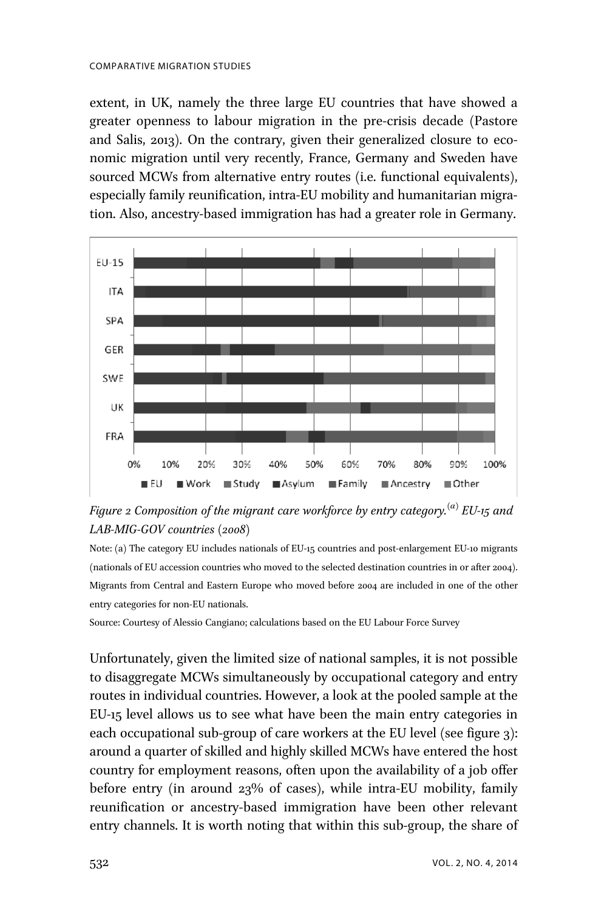extent, in UK, namely the three large EU countries that have showed a greater openness to labour migration in the pre-crisis decade (Pastore and Salis, 2013). On the contrary, given their generalized closure to economic migration until very recently, France, Germany and Sweden have sourced MCWs from alternative entry routes (i.e. functional equivalents), especially family reunification, intra-EU mobility and humanitarian migration. Also, ancestry-based immigration has had a greater role in Germany.

*Figure 2 Composition of the migrant care workforce by entry category.[(a)] EU-15 and LAB-MIG-GOV countries (2008)*

Note: (a) The category EU includes nationals of EU-15 countries and post-enlargement EU-10 migrants (nationals of EU accession countries who moved to the selected destination countries in or after 2004). Migrants from Central and Eastern Europe who moved before 2004 are included in one of the other entry categories for non-EU nationals.

Source: Courtesy of Alessio Cangiano; calculations based on the EU Labour Force Survey

Unfortunately, given the limited size of national samples, it is not possible to disaggregate MCWs simultaneously by occupational category and entry routes in individual countries. However, a look at the pooled sample at the EU-15 level allows us to see what have been the main entry categories in each occupational sub-group of care workers at the EU level (see figure 3): around a quarter of skilled and highly skilled MCWs have entered the host country for employment reasons, often upon the availability of a job offer before entry (in around 23% of cases), while intra-EU mobility, family reunification or ancestry-based immigration have been other relevant entry channels. It is worth noting that within this sub-group, the share of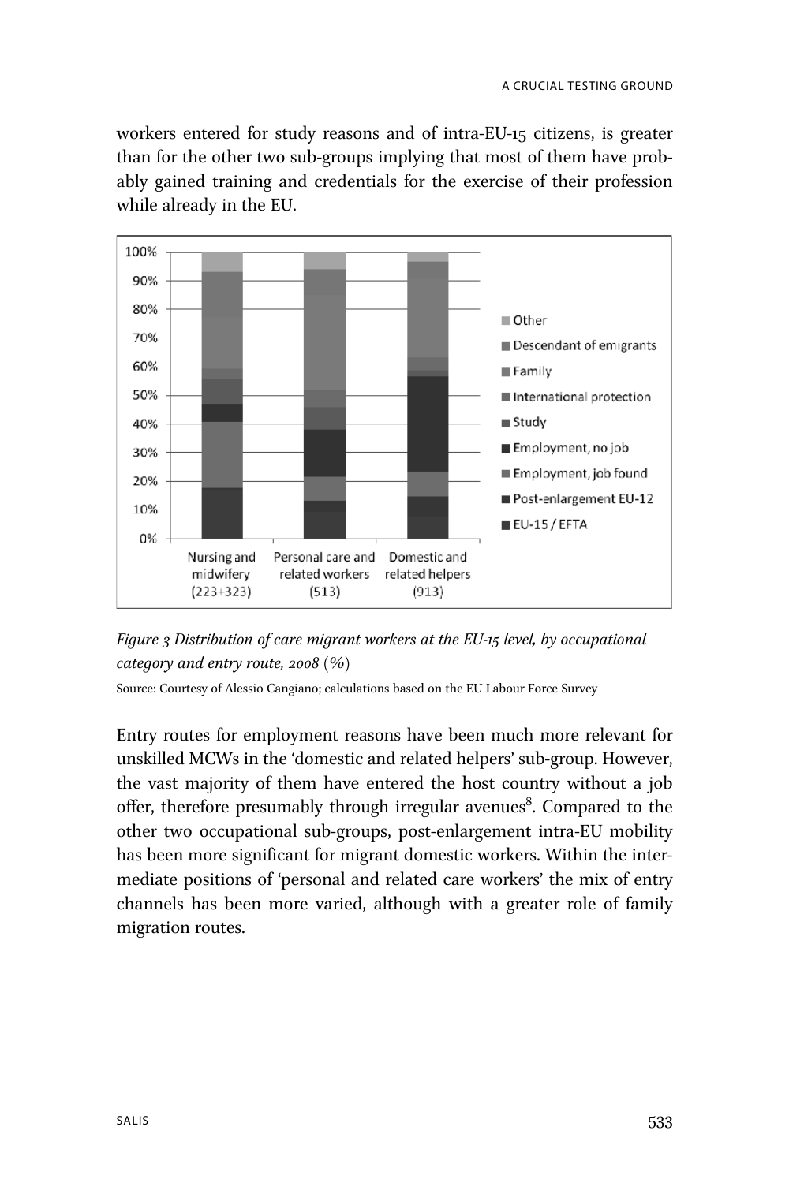workers entered for study reasons and of intra-EU-15 citizens, is greater than for the other two sub-groups implying that most of them have probably gained training and credentials for the exercise of their profession while already in the EU.

*Figure 3 Distribution of care migrant workers at the EU-15 level, by occupational category and entry route, 2008 (%)*

Source: Courtesy of Alessio Cangiano; calculations based on the EU Labour Force Survey

Entry routes for employment reasons have been much more relevant for unskilled MCWs in the 'domestic and related helpers' sub-group. However, the vast majority of them have entered the host country without a job offer, therefore presumably through irregular avenues[8]. Compared to the other two occupational sub-groups, post-enlargement intra-EU mobility has been more significant for migrant domestic workers. Within the intermediate positions of 'personal and related care workers' the mix of entry channels has been more varied, although with a greater role of family migration routes.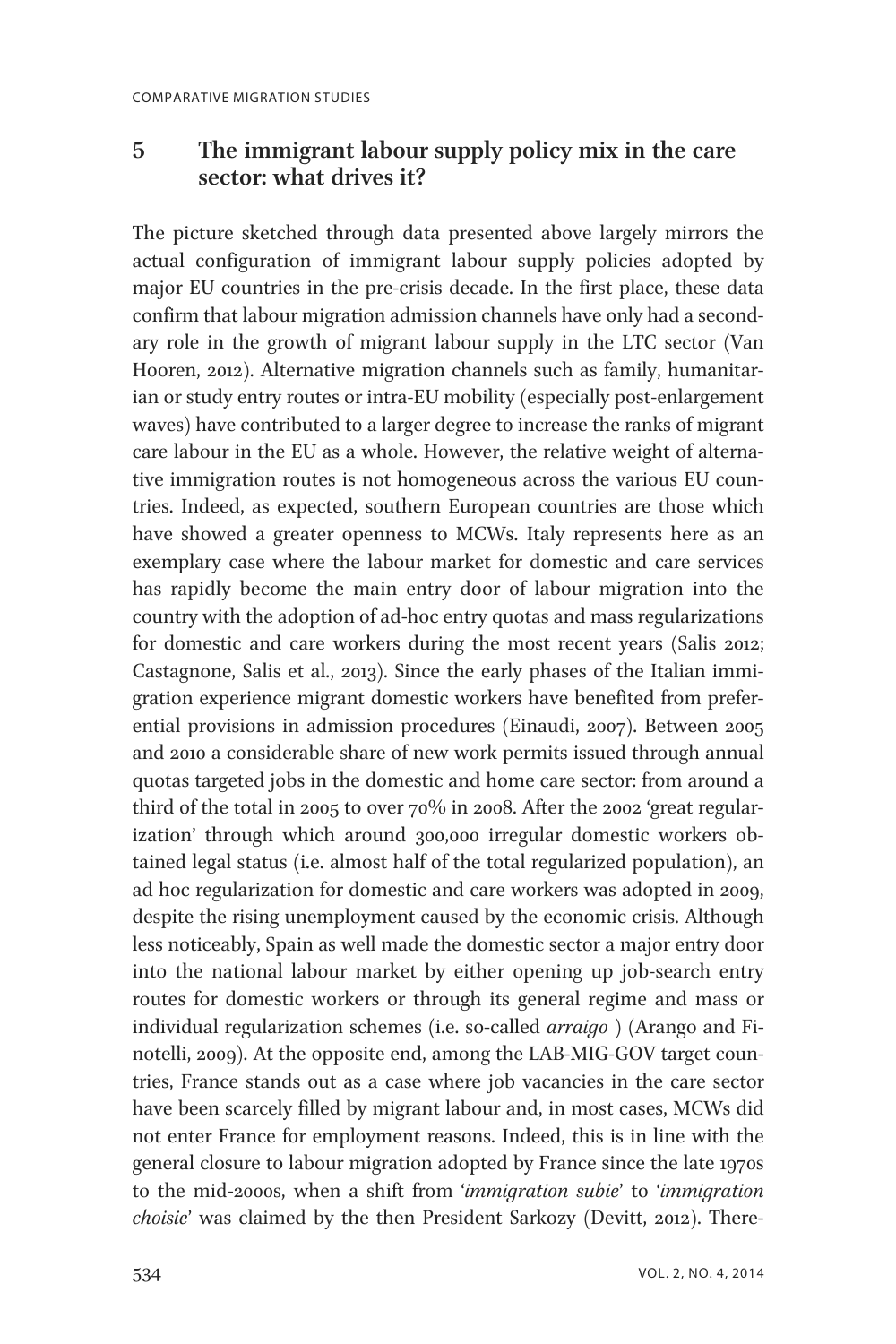## 5 The immigrant labour supply policy mix in the care sector: what drives it?

The picture sketched through data presented above largely mirrors the actual configuration of immigrant labour supply policies adopted by major EU countries in the pre-crisis decade. In the first place, these data confirm that labour migration admission channels have only had a secondary role in the growth of migrant labour supply in the LTC sector (Van Hooren, 2012). Alternative migration channels such as family, humanitarian or study entry routes or intra-EU mobility (especially post-enlargement waves) have contributed to a larger degree to increase the ranks of migrant care labour in the EU as a whole. However, the relative weight of alternative immigration routes is not homogeneous across the various EU countries. Indeed, as expected, southern European countries are those which have showed a greater openness to MCWs. Italy represents here as an exemplary case where the labour market for domestic and care services has rapidly become the main entry door of labour migration into the country with the adoption of ad-hoc entry quotas and mass regularizations for domestic and care workers during the most recent years (Salis 2012; Castagnone, Salis et al., 2013). Since the early phases of the Italian immigration experience migrant domestic workers have benefited from preferential provisions in admission procedures (Einaudi, 2007). Between 2005 and 2010 a considerable share of new work permits issued through annual quotas targeted jobs in the domestic and home care sector: from around a third of the total in 2005 to over 70% in 2008. After the 2002 'great regularization' through which around 300,000 irregular domestic workers obtained legal status (i.e. almost half of the total regularized population), an ad hoc regularization for domestic and care workers was adopted in 2009, despite the rising unemployment caused by the economic crisis. Although less noticeably, Spain as well made the domestic sector a major entry door into the national labour market by either opening up job-search entry routes for domestic workers or through its general regime and mass or individual regularization schemes (i.e. so-called *arraigo* ) (Arango and Finotelli, 2009). At the opposite end, among the LAB-MIG-GOV target countries, France stands out as a case where job vacancies in the care sector have been scarcely filled by migrant labour and, in most cases, MCWs did not enter France for employment reasons. Indeed, this is in line with the general closure to labour migration adopted by France since the late 1970s to the mid-2000s, when a shift from '*immigration subie*' to '*immigration choisie*' was claimed by the then President Sarkozy (Devitt, 2012). There-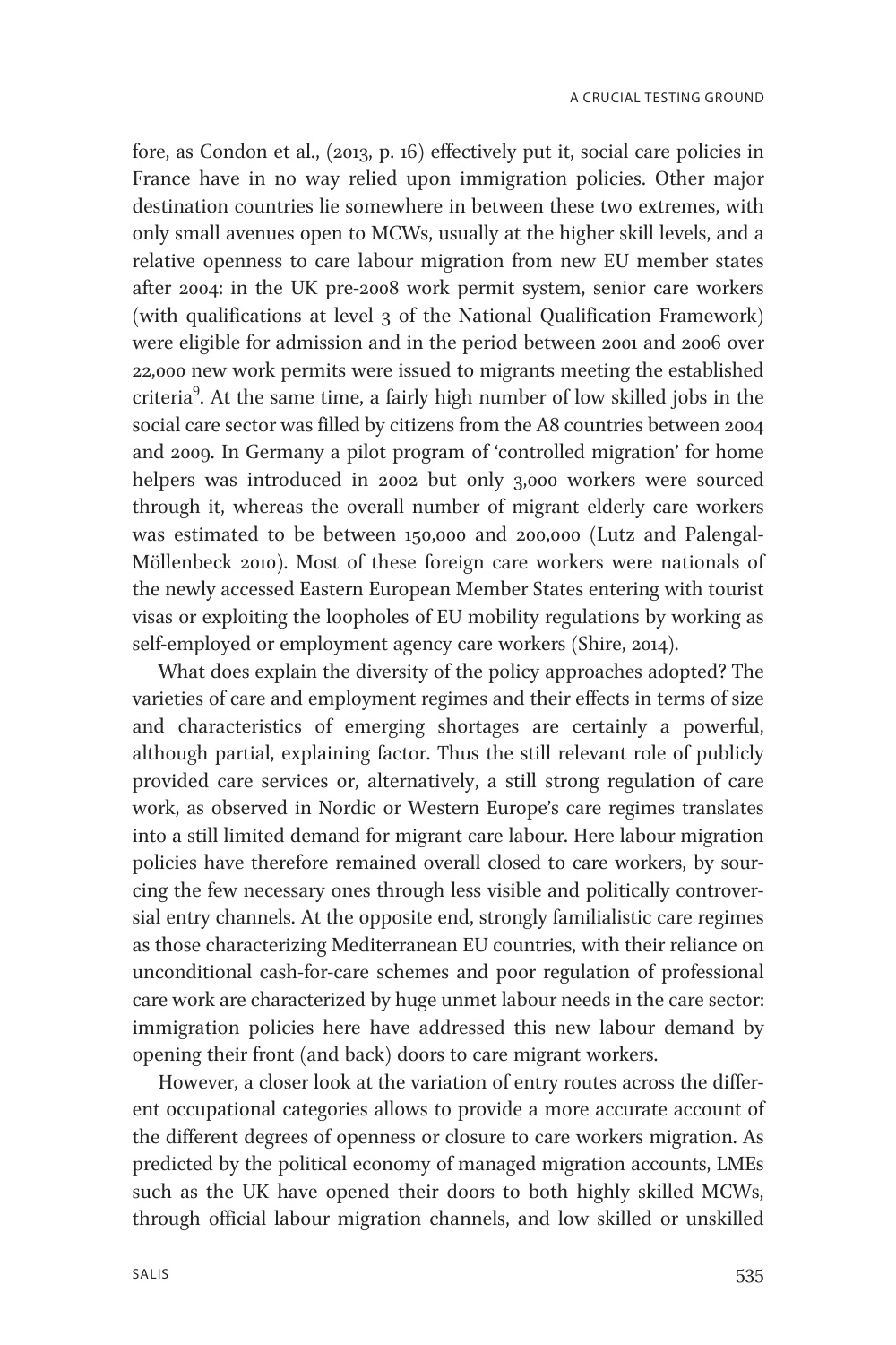fore, as Condon et al., (2013, p. 16) effectively put it, social care policies in France have in no way relied upon immigration policies. Other major destination countries lie somewhere in between these two extremes, with only small avenues open to MCWs, usually at the higher skill levels, and a relative openness to care labour migration from new EU member states after 2004: in the UK pre-2008 work permit system, senior care workers (with qualifications at level 3 of the National Qualification Framework) were eligible for admission and in the period between 2001 and 2006 over 22,000 new work permits were issued to migrants meeting the established criteria[9]. At the same time, a fairly high number of low skilled jobs in the social care sector was filled by citizens from the A8 countries between 2004 and 2009. In Germany a pilot program of 'controlled migration' for home helpers was introduced in 2002 but only 3,000 workers were sourced through it, whereas the overall number of migrant elderly care workers was estimated to be between 150,000 and 200,000 (Lutz and Palengal-Möllenbeck 2010). Most of these foreign care workers were nationals of the newly accessed Eastern European Member States entering with tourist visas or exploiting the loopholes of EU mobility regulations by working as self-employed or employment agency care workers (Shire, 2014).

What does explain the diversity of the policy approaches adopted? The varieties of care and employment regimes and their effects in terms of size and characteristics of emerging shortages are certainly a powerful, although partial, explaining factor. Thus the still relevant role of publicly provided care services or, alternatively, a still strong regulation of care work, as observed in Nordic or Western Europe's care regimes translates into a still limited demand for migrant care labour. Here labour migration policies have therefore remained overall closed to care workers, by sourcing the few necessary ones through less visible and politically controversial entry channels. At the opposite end, strongly familialistic care regimes as those characterizing Mediterranean EU countries, with their reliance on unconditional cash-for-care schemes and poor regulation of professional care work are characterized by huge unmet labour needs in the care sector: immigration policies here have addressed this new labour demand by opening their front (and back) doors to care migrant workers.

However, a closer look at the variation of entry routes across the different occupational categories allows to provide a more accurate account of the different degrees of openness or closure to care workers migration. As predicted by the political economy of managed migration accounts, LMEs such as the UK have opened their doors to both highly skilled MCWs, through official labour migration channels, and low skilled or unskilled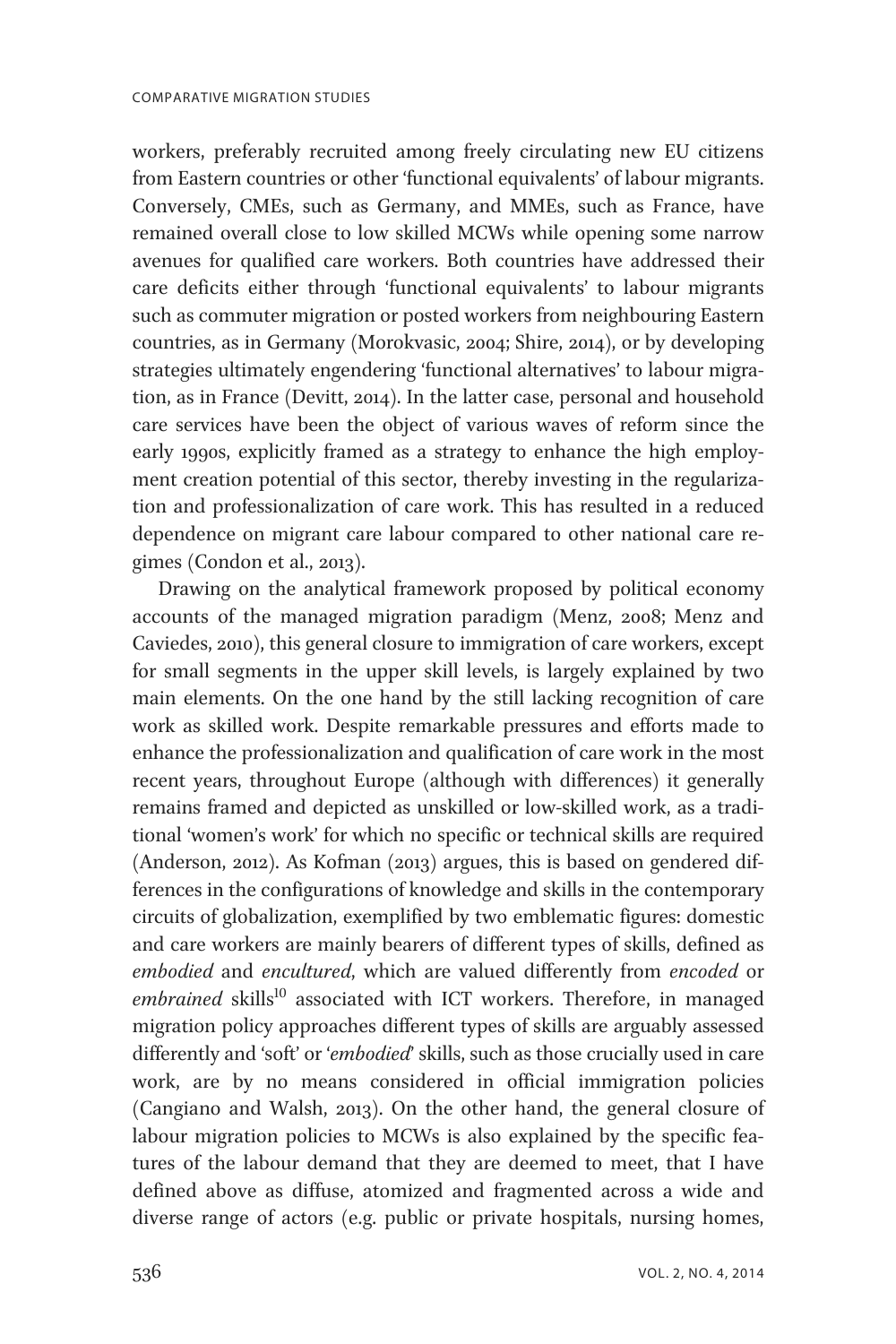workers, preferably recruited among freely circulating new EU citizens from Eastern countries or other 'functional equivalents' of labour migrants. Conversely, CMEs, such as Germany, and MMEs, such as France, have remained overall close to low skilled MCWs while opening some narrow avenues for qualified care workers. Both countries have addressed their care deficits either through 'functional equivalents' to labour migrants such as commuter migration or posted workers from neighbouring Eastern countries, as in Germany (Morokvasic, 2004; Shire, 2014), or by developing strategies ultimately engendering 'functional alternatives' to labour migration, as in France (Devitt, 2014). In the latter case, personal and household care services have been the object of various waves of reform since the early 1990s, explicitly framed as a strategy to enhance the high employment creation potential of this sector, thereby investing in the regularization and professionalization of care work. This has resulted in a reduced dependence on migrant care labour compared to other national care regimes (Condon et al., 2013).

Drawing on the analytical framework proposed by political economy accounts of the managed migration paradigm (Menz, 2008; Menz and Caviedes, 2010), this general closure to immigration of care workers, except for small segments in the upper skill levels, is largely explained by two main elements. On the one hand by the still lacking recognition of care work as skilled work. Despite remarkable pressures and efforts made to enhance the professionalization and qualification of care work in the most recent years, throughout Europe (although with differences) it generally remains framed and depicted as unskilled or low-skilled work, as a traditional 'women's work' for which no specific or technical skills are required (Anderson, 2012). As Kofman (2013) argues, this is based on gendered differences in the configurations of knowledge and skills in the contemporary circuits of globalization, exemplified by two emblematic figures: domestic and care workers are mainly bearers of different types of skills, defined as *embodied* and *encultured*, which are valued differently from *encoded* or *embrained* skills[10] associated with ICT workers. Therefore, in managed migration policy approaches different types of skills are arguably assessed differently and 'soft' or '*embodied*' skills, such as those crucially used in care work, are by no means considered in official immigration policies (Cangiano and Walsh, 2013). On the other hand, the general closure of labour migration policies to MCWs is also explained by the specific features of the labour demand that they are deemed to meet, that I have defined above as diffuse, atomized and fragmented across a wide and diverse range of actors (e.g. public or private hospitals, nursing homes,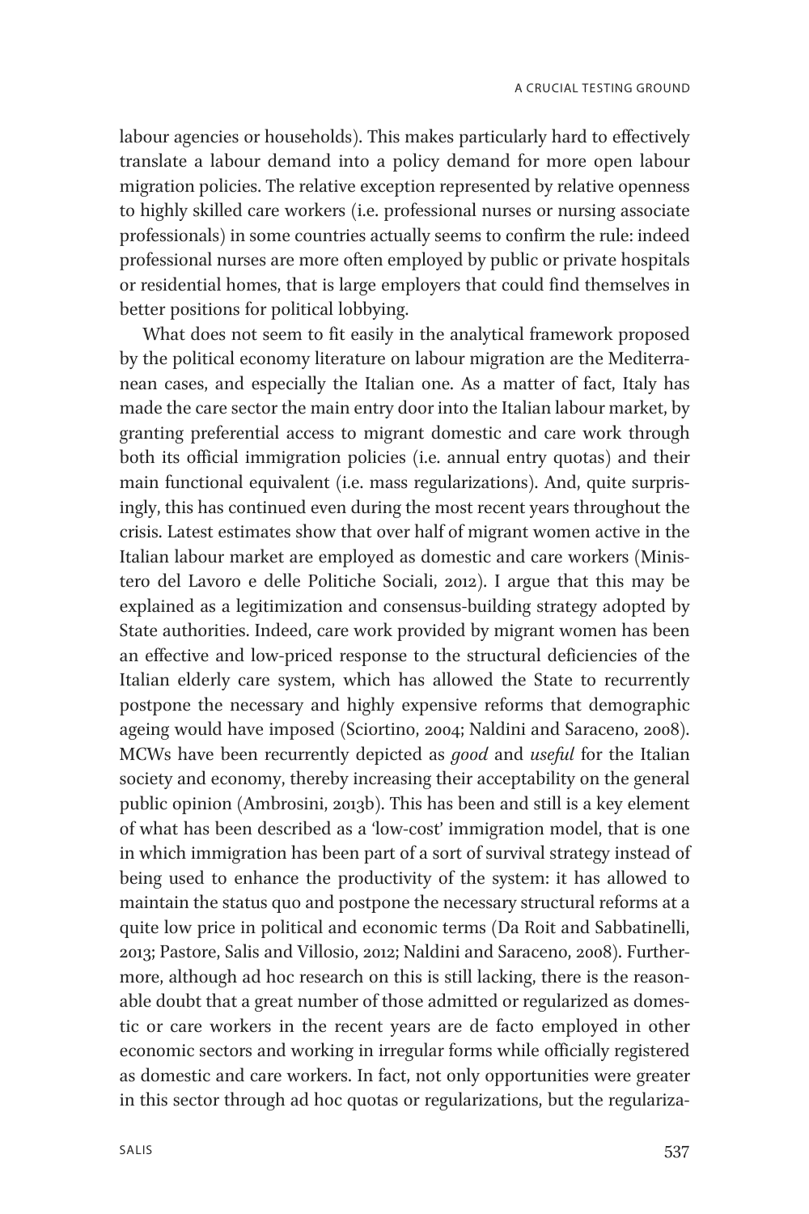labour agencies or households). This makes particularly hard to effectively translate a labour demand into a policy demand for more open labour migration policies. The relative exception represented by relative openness to highly skilled care workers (i.e. professional nurses or nursing associate professionals) in some countries actually seems to confirm the rule: indeed professional nurses are more often employed by public or private hospitals or residential homes, that is large employers that could find themselves in better positions for political lobbying.

What does not seem to fit easily in the analytical framework proposed by the political economy literature on labour migration are the Mediterranean cases, and especially the Italian one. As a matter of fact, Italy has made the care sector the main entry door into the Italian labour market, by granting preferential access to migrant domestic and care work through both its official immigration policies (i.e. annual entry quotas) and their main functional equivalent (i.e. mass regularizations). And, quite surprisingly, this has continued even during the most recent years throughout the crisis. Latest estimates show that over half of migrant women active in the Italian labour market are employed as domestic and care workers (Ministero del Lavoro e delle Politiche Sociali, 2012). I argue that this may be explained as a legitimization and consensus-building strategy adopted by State authorities. Indeed, care work provided by migrant women has been an effective and low-priced response to the structural deficiencies of the Italian elderly care system, which has allowed the State to recurrently postpone the necessary and highly expensive reforms that demographic ageing would have imposed (Sciortino, 2004; Naldini and Saraceno, 2008). MCWs have been recurrently depicted as *good* and *useful* for the Italian society and economy, thereby increasing their acceptability on the general public opinion (Ambrosini, 2013b). This has been and still is a key element of what has been described as a 'low-cost' immigration model, that is one in which immigration has been part of a sort of survival strategy instead of being used to enhance the productivity of the system: it has allowed to maintain the status quo and postpone the necessary structural reforms at a quite low price in political and economic terms (Da Roit and Sabbatinelli, 2013; Pastore, Salis and Villosio, 2012; Naldini and Saraceno, 2008). Furthermore, although ad hoc research on this is still lacking, there is the reasonable doubt that a great number of those admitted or regularized as domestic or care workers in the recent years are de facto employed in other economic sectors and working in irregular forms while officially registered as domestic and care workers. In fact, not only opportunities were greater in this sector through ad hoc quotas or regularizations, but the regulariza-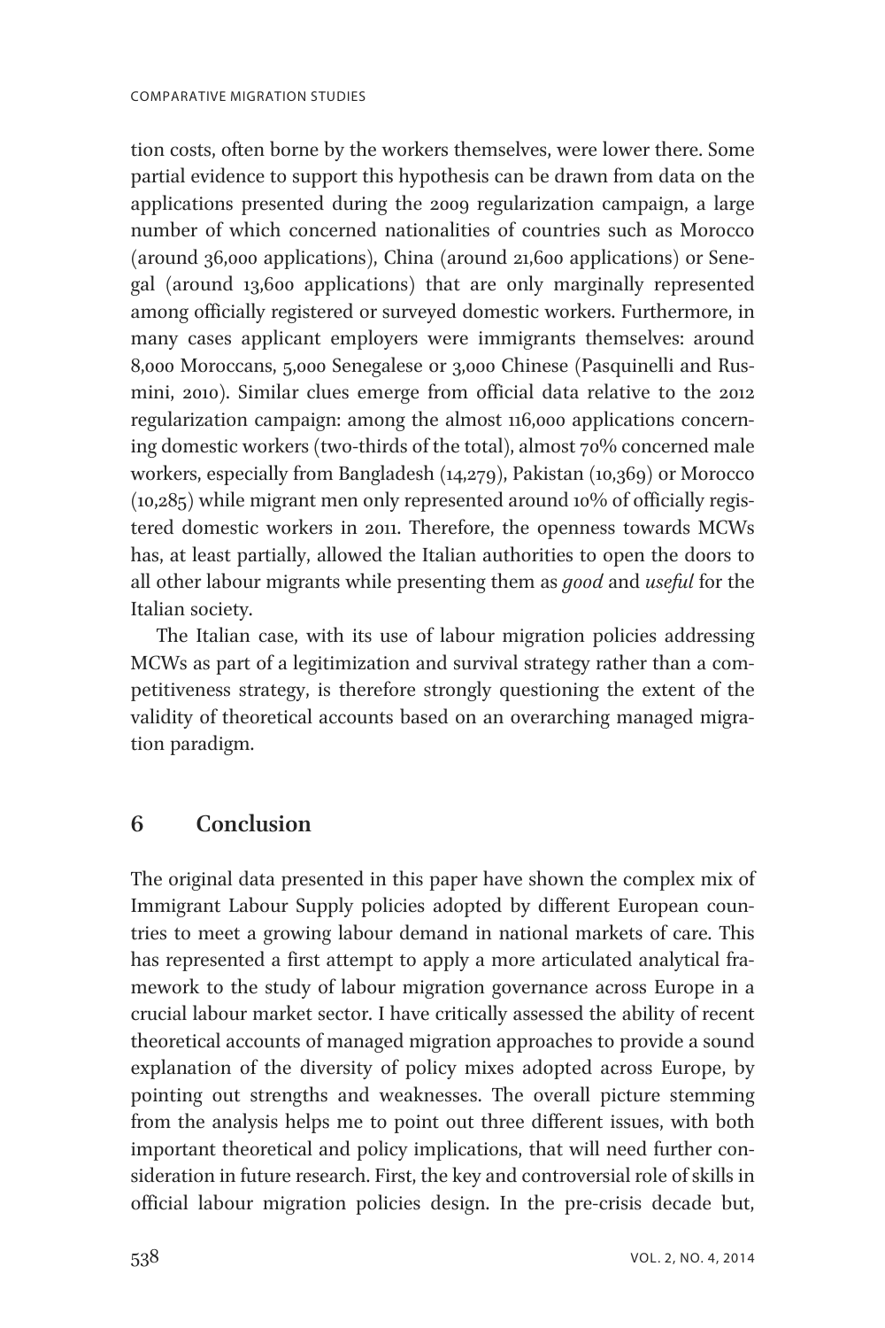tion costs, often borne by the workers themselves, were lower there. Some partial evidence to support this hypothesis can be drawn from data on the applications presented during the 2009 regularization campaign, a large number of which concerned nationalities of countries such as Morocco (around 36,000 applications), China (around 21,600 applications) or Senegal (around 13,600 applications) that are only marginally represented among officially registered or surveyed domestic workers. Furthermore, in many cases applicant employers were immigrants themselves: around 8,000 Moroccans, 5,000 Senegalese or 3,000 Chinese (Pasquinelli and Rusmini, 2010). Similar clues emerge from official data relative to the 2012 regularization campaign: among the almost 116,000 applications concerning domestic workers (two-thirds of the total), almost 70% concerned male workers, especially from Bangladesh (14,279), Pakistan (10,369) or Morocco (10,285) while migrant men only represented around 10% of officially registered domestic workers in 2011. Therefore, the openness towards MCWs has, at least partially, allowed the Italian authorities to open the doors to all other labour migrants while presenting them as *good* and *useful* for the Italian society.

The Italian case, with its use of labour migration policies addressing MCWs as part of a legitimization and survival strategy rather than a competitiveness strategy, is therefore strongly questioning the extent of the validity of theoretical accounts based on an overarching managed migration paradigm.

## 6 Conclusion

The original data presented in this paper have shown the complex mix of Immigrant Labour Supply policies adopted by different European countries to meet a growing labour demand in national markets of care. This has represented a first attempt to apply a more articulated analytical framework to the study of labour migration governance across Europe in a crucial labour market sector. I have critically assessed the ability of recent theoretical accounts of managed migration approaches to provide a sound explanation of the diversity of policy mixes adopted across Europe, by pointing out strengths and weaknesses. The overall picture stemming from the analysis helps me to point out three different issues, with both important theoretical and policy implications, that will need further consideration in future research. First, the key and controversial role of skills in official labour migration policies design. In the pre-crisis decade but,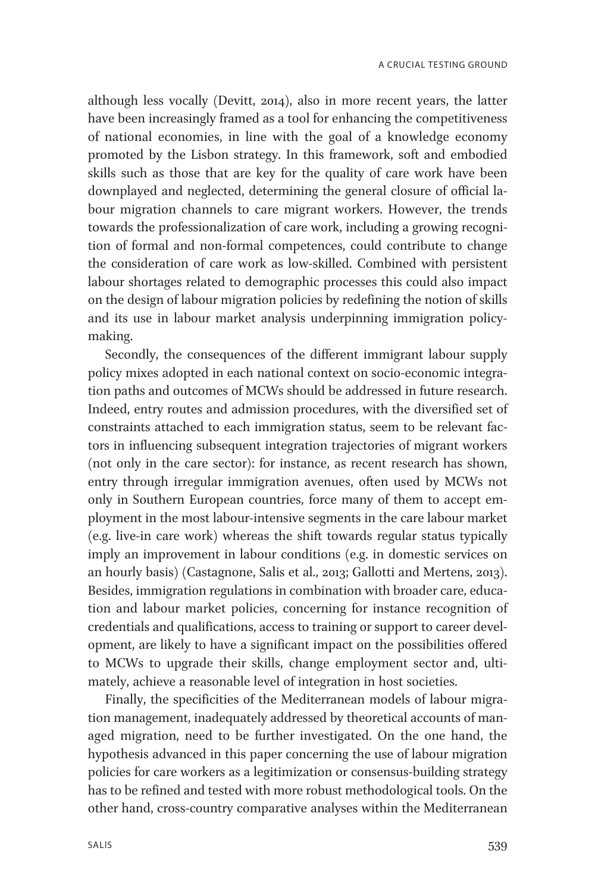although less vocally (Devitt, 2014), also in more recent years, the latter have been increasingly framed as a tool for enhancing the competitiveness of national economies, in line with the goal of a knowledge economy promoted by the Lisbon strategy. In this framework, soft and embodied skills such as those that are key for the quality of care work have been downplayed and neglected, determining the general closure of official labour migration channels to care migrant workers. However, the trends towards the professionalization of care work, including a growing recognition of formal and non-formal competences, could contribute to change the consideration of care work as low-skilled. Combined with persistent labour shortages related to demographic processes this could also impact on the design of labour migration policies by redefining the notion of skills and its use in labour market analysis underpinning immigration policy-making.

Secondly, the consequences of the different immigrant labour supply policy mixes adopted in each national context on socio-economic integration paths and outcomes of MCWs should be addressed in future research. Indeed, entry routes and admission procedures, with the diversified set of constraints attached to each immigration status, seem to be relevant factors in influencing subsequent integration trajectories of migrant workers (not only in the care sector): for instance, as recent research has shown, entry through irregular immigration avenues, often used by MCWs not only in Southern European countries, force many of them to accept employment in the most labour-intensive segments in the care labour market (e.g. live-in care work) whereas the shift towards regular status typically imply an improvement in labour conditions (e.g. in domestic services on an hourly basis) (Castagnone, Salis et al., 2013; Gallotti and Mertens, 2013). Besides, immigration regulations in combination with broader care, education and labour market policies, concerning for instance recognition of credentials and qualifications, access to training or support to career development, are likely to have a significant impact on the possibilities offered to MCWs to upgrade their skills, change employment sector and, ultimately, achieve a reasonable level of integration in host societies.

Finally, the specificities of the Mediterranean models of labour migration management, inadequately addressed by theoretical accounts of managed migration, need to be further investigated. On the one hand, the hypothesis advanced in this paper concerning the use of labour migration policies for care workers as a legitimization or consensus-building strategy has to be refined and tested with more robust methodological tools. On the other hand, cross-country comparative analyses within the Mediterranean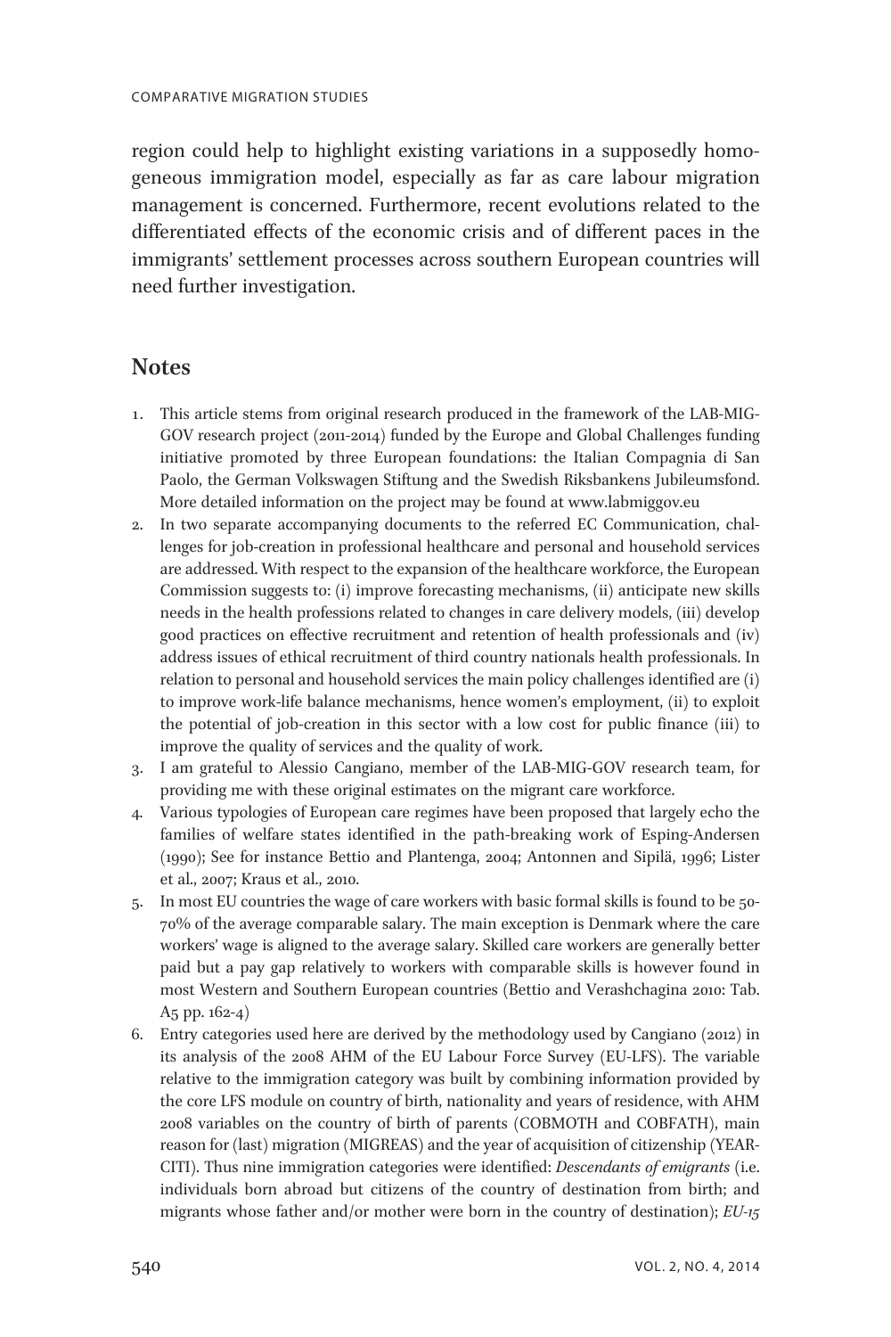region could help to highlight existing variations in a supposedly homogeneous immigration model, especially as far as care labour migration management is concerned. Furthermore, recent evolutions related to the differentiated effects of the economic crisis and of different paces in the immigrants' settlement processes across southern European countries will need further investigation.

## Notes

1. This article stems from original research produced in the framework of the LAB-MIG-GOV research project (2011-2014) funded by the Europe and Global Challenges funding initiative promoted by three European foundations: the Italian Compagnia di San Paolo, the German Volkswagen Stiftung and the Swedish Riksbankens Jubileumsfond. More detailed information on the project may be found at www.labmiggov.eu
2. In two separate accompanying documents to the referred EC Communication, challenges for job-creation in professional healthcare and personal and household services are addressed. With respect to the expansion of the healthcare workforce, the European Commission suggests to: (i) improve forecasting mechanisms, (ii) anticipate new skills needs in the health professions related to changes in care delivery models, (iii) develop good practices on effective recruitment and retention of health professionals and (iv) address issues of ethical recruitment of third country nationals health professionals. In relation to personal and household services the main policy challenges identified are (i) to improve work-life balance mechanisms, hence women's employment, (ii) to exploit the potential of job-creation in this sector with a low cost for public finance (iii) to improve the quality of services and the quality of work.
3. I am grateful to Alessio Cangiano, member of the LAB-MIG-GOV research team, for providing me with these original estimates on the migrant care workforce.
4. Various typologies of European care regimes have been proposed that largely echo the families of welfare states identified in the path-breaking work of Esping-Andersen (1990); See for instance Bettio and Plantenga, 2004; Antonnen and Sipilä, 1996; Lister et al., 2007; Kraus et al., 2010.
5. In most EU countries the wage of care workers with basic formal skills is found to be 50-70% of the average comparable salary. The main exception is Denmark where the care workers' wage is aligned to the average salary. Skilled care workers are generally better paid but a pay gap relatively to workers with comparable skills is however found in most Western and Southern European countries (Bettio and Verashchagina 2010: Tab. A5 pp. 162-4)
6. Entry categories used here are derived by the methodology used by Cangiano (2012) in its analysis of the 2008 AHM of the EU Labour Force Survey (EU-LFS). The variable relative to the immigration category was built by combining information provided by the core LFS module on country of birth, nationality and years of residence, with AHM 2008 variables on the country of birth of parents (COBMOTH and COBFATH), main reason for (last) migration (MIGREAS) and the year of acquisition of citizenship (YEARCITI). Thus nine immigration categories were identified: *Descendants of emigrants* (i.e. individuals born abroad but citizens of the country of destination from birth; and migrants whose father and/or mother were born in the country of destination); *EU-15*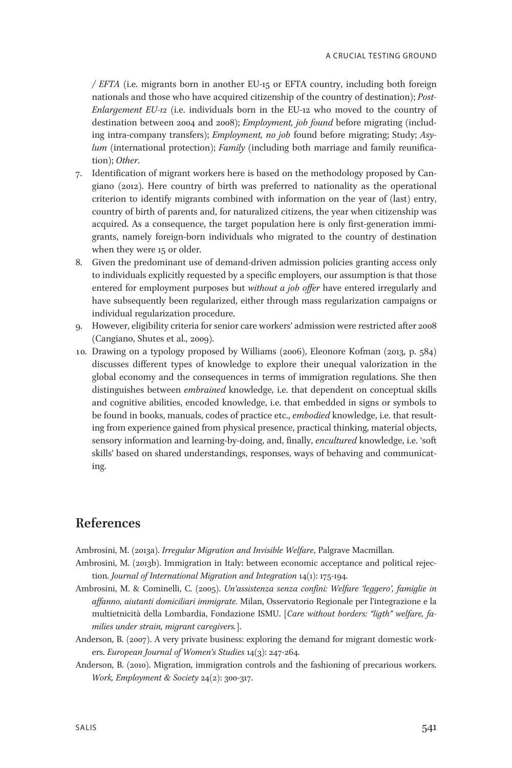/ *EFTA* (i.e. migrants born in another EU-15 or EFTA country, including both foreign nationals and those who have acquired citizenship of the country of destination); *Post-Enlargement EU-12* (i.e. individuals born in the EU-12 who moved to the country of destination between 2004 and 2008); *Employment, job found* before migrating (including intra-company transfers); *Employment, no job* found before migrating; Study; *Asylum* (international protection); *Family* (including both marriage and family reunification); *Other*.

7. Identification of migrant workers here is based on the methodology proposed by Cangiano (2012). Here country of birth was preferred to nationality as the operational criterion to identify migrants combined with information on the year of (last) entry, country of birth of parents and, for naturalized citizens, the year when citizenship was acquired. As a consequence, the target population here is only first-generation immigrants, namely foreign-born individuals who migrated to the country of destination when they were 15 or older.
8. Given the predominant use of demand-driven admission policies granting access only to individuals explicitly requested by a specific employers, our assumption is that those entered for employment purposes but *without a job offer* have entered irregularly and have subsequently been regularized, either through mass regularization campaigns or individual regularization procedure.
9. However, eligibility criteria for senior care workers' admission were restricted after 2008 (Cangiano, Shutes et al., 2009).
10. Drawing on a typology proposed by Williams (2006), Eleonore Kofman (2013, p. 584) discusses different types of knowledge to explore their unequal valorization in the global economy and the consequences in terms of immigration regulations. She then distinguishes between *embrained* knowledge, i.e. that dependent on conceptual skills and cognitive abilities, encoded knowledge, i.e. that embedded in signs or symbols to be found in books, manuals, codes of practice etc., *embodied* knowledge, i.e. that resulting from experience gained from physical presence, practical thinking, material objects, sensory information and learning-by-doing, and, finally, *encultured* knowledge, i.e. 'soft skills' based on shared understandings, responses, ways of behaving and communicating.

## References

Ambrosini, M. (2013a). *Irregular Migration and Invisible Welfare*, Palgrave Macmillan.

Ambrosini, M. (2013b). Immigration in Italy: between economic acceptance and political rejection. *Journal of International Migration and Integration* 14(1): 175-194.

Ambrosini, M. & Cominelli, C. (2005). *Un'assistenza senza confini: Welfare 'leggero', famiglie in affanno, aiutanti domiciliari immigrate.* Milan, Osservatorio Regionale per l'integrazione e la multietnicità della Lombardia, Fondazione ISMU. [*Care without borders: "ligth" welfare, families under strain, migrant caregivers.*].

Anderson, B. (2007). A very private business: exploring the demand for migrant domestic workers. *European Journal of Women's Studies* 14(3): 247-264.

Anderson, B. (2010). Migration, immigration controls and the fashioning of precarious workers. *Work, Employment & Society* 24(2): 300-317.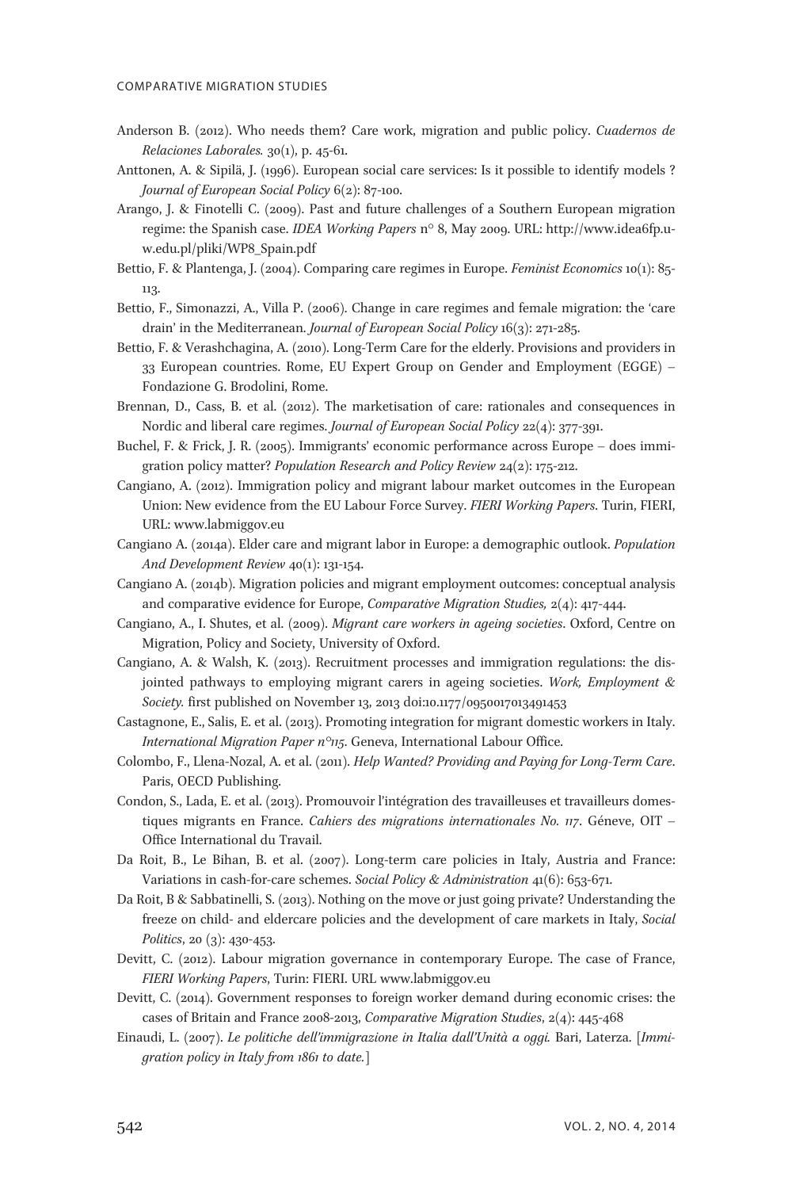Anderson B. (2012). Who needs them? Care work, migration and public policy. *Cuadernos de Relaciones Laborales.* 30(1), p. 45-61.

Anttonen, A. & Sipilä, J. (1996). European social care services: Is it possible to identify models ? *Journal of European Social Policy* 6(2): 87-100.

Arango, J. & Finotelli C. (2009). Past and future challenges of a Southern European migration regime: the Spanish case. *IDEA Working Papers* n° 8, May 2009. URL: http://www.idea6fp.uw.edu.pl/pliki/WP8_Spain.pdf

Bettio, F. & Plantenga, J. (2004). Comparing care regimes in Europe. *Feminist Economics* 10(1): 85-113.

Bettio, F., Simonazzi, A., Villa P. (2006). Change in care regimes and female migration: the 'care drain' in the Mediterranean. *Journal of European Social Policy* 16(3): 271-285.

Bettio, F. & Verashchagina, A. (2010). Long-Term Care for the elderly. Provisions and providers in 33 European countries. Rome, EU Expert Group on Gender and Employment (EGGE) – Fondazione G. Brodolini, Rome.

Brennan, D., Cass, B. et al. (2012). The marketisation of care: rationales and consequences in Nordic and liberal care regimes. *Journal of European Social Policy* 22(4): 377-391.

Buchel, F. & Frick, J. R. (2005). Immigrants' economic performance across Europe – does immigration policy matter? *Population Research and Policy Review* 24(2): 175-212.

Cangiano, A. (2012). Immigration policy and migrant labour market outcomes in the European Union: New evidence from the EU Labour Force Survey. *FIERI Working Papers*. Turin, FIERI, URL: www.labmiggov.eu

Cangiano A. (2014a). Elder care and migrant labor in Europe: a demographic outlook. *Population And Development Review* 40(1): 131-154.

Cangiano A. (2014b). Migration policies and migrant employment outcomes: conceptual analysis and comparative evidence for Europe, *Comparative Migration Studies,* 2(4): 417-444.

Cangiano, A., I. Shutes, et al. (2009). *Migrant care workers in ageing societies*. Oxford, Centre on Migration, Policy and Society, University of Oxford.

Cangiano, A. & Walsh, K. (2013). Recruitment processes and immigration regulations: the disjointed pathways to employing migrant carers in ageing societies. *Work, Employment & Society.* first published on November 13, 2013 doi:10.1177/0950017013491453

Castagnone, E., Salis, E. et al. (2013). Promoting integration for migrant domestic workers in Italy. *International Migration Paper n°115*. Geneva, International Labour Office.

Colombo, F., Llena-Nozal, A. et al. (2011). *Help Wanted? Providing and Paying for Long-Term Care*. Paris, OECD Publishing.

Condon, S., Lada, E. et al. (2013). Promouvoir l'intégration des travailleuses et travailleurs domestiques migrants en France. *Cahiers des migrations internationales No. 117*. Géneve, OIT – Office International du Travail.

Da Roit, B., Le Bihan, B. et al. (2007). Long-term care policies in Italy, Austria and France: Variations in cash-for-care schemes. *Social Policy & Administration* 41(6): 653-671.

Da Roit, B & Sabbatinelli, S. (2013). Nothing on the move or just going private? Understanding the freeze on child- and eldercare policies and the development of care markets in Italy, *Social Politics*, 20 (3): 430-453.

Devitt, C. (2012). Labour migration governance in contemporary Europe. The case of France, *FIERI Working Papers*, Turin: FIERI. URL www.labmiggov.eu

Devitt, C. (2014). Government responses to foreign worker demand during economic crises: the cases of Britain and France 2008-2013, *Comparative Migration Studies*, 2(4): 445-468

Einaudi, L. (2007). *Le politiche dell'immigrazione in Italia dall'Unità a oggi.* Bari, Laterza. [*Immigration policy in Italy from 1861 to date.*]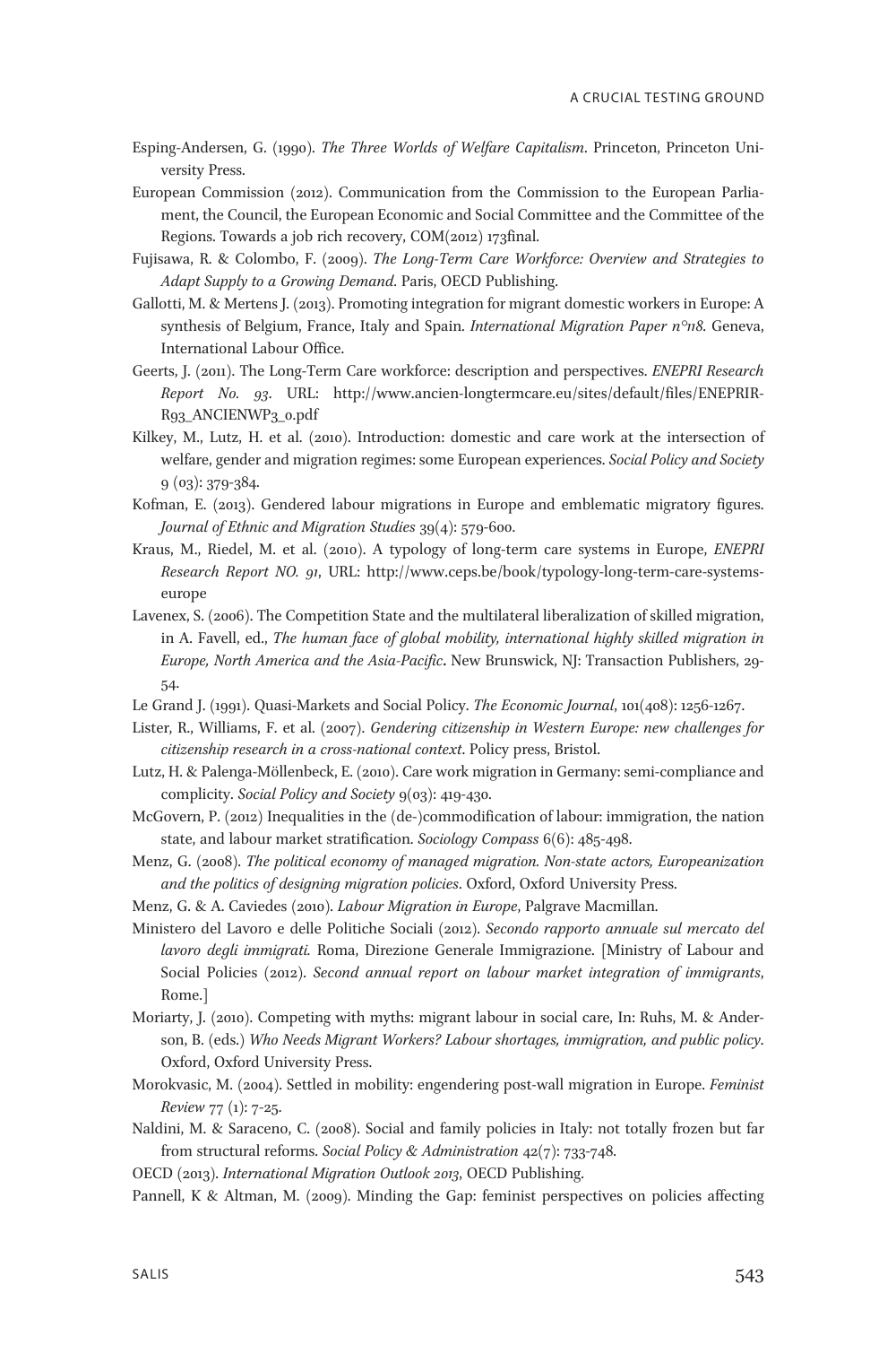Esping-Andersen, G. (1990). *The Three Worlds of Welfare Capitalism*. Princeton, Princeton University Press.

European Commission (2012). Communication from the Commission to the European Parliament, the Council, the European Economic and Social Committee and the Committee of the Regions. Towards a job rich recovery, COM(2012) 173final.

Fujisawa, R. & Colombo, F. (2009). *The Long-Term Care Workforce: Overview and Strategies to Adapt Supply to a Growing Demand*. Paris, OECD Publishing.

Gallotti, M. & Mertens J. (2013). Promoting integration for migrant domestic workers in Europe: A synthesis of Belgium, France, Italy and Spain. *International Migration Paper n°118*. Geneva, International Labour Office.

Geerts, J. (2011). The Long-Term Care workforce: description and perspectives. *ENEPRI Research Report No. 93*. URL: http://www.ancien-longtermcare.eu/sites/default/files/ENEPRIRR93_ANCIENWP3_0.pdf

Kilkey, M., Lutz, H. et al. (2010). Introduction: domestic and care work at the intersection of welfare, gender and migration regimes: some European experiences. *Social Policy and Society* 9 (03): 379-384.

Kofman, E. (2013). Gendered labour migrations in Europe and emblematic migratory figures. *Journal of Ethnic and Migration Studies* 39(4): 579-600.

Kraus, M., Riedel, M. et al. (2010). A typology of long-term care systems in Europe, *ENEPRI Research Report NO. 91*, URL: http://www.ceps.be/book/typology-long-term-care-systems-europe

Lavenex, S. (2006). The Competition State and the multilateral liberalization of skilled migration, in A. Favell, ed., *The human face of global mobility, international highly skilled migration in Europe, North America and the Asia-Pacific*. New Brunswick, NJ: Transaction Publishers, 29-54.

Le Grand J. (1991). Quasi-Markets and Social Policy. *The Economic Journal*, 101(408): 1256-1267.

Lister, R., Williams, F. et al. (2007). *Gendering citizenship in Western Europe: new challenges for citizenship research in a cross-national context*. Policy press, Bristol.

Lutz, H. & Palenga-Möllenbeck, E. (2010). Care work migration in Germany: semi-compliance and complicity. *Social Policy and Society* 9(03): 419-430.

McGovern, P. (2012) Inequalities in the (de-)commodification of labour: immigration, the nation state, and labour market stratification. *Sociology Compass* 6(6): 485-498.

Menz, G. (2008). *The political economy of managed migration. Non-state actors, Europeanization and the politics of designing migration policies*. Oxford, Oxford University Press.

Menz, G. & A. Caviedes (2010). *Labour Migration in Europe*, Palgrave Macmillan.

Ministero del Lavoro e delle Politiche Sociali (2012). *Secondo rapporto annuale sul mercato del lavoro degli immigrati.* Roma, Direzione Generale Immigrazione. [Ministry of Labour and Social Policies (2012). *Second annual report on labour market integration of immigrants*, Rome.]

Moriarty, J. (2010). Competing with myths: migrant labour in social care, In: Ruhs, M. & Anderson, B. (eds.) *Who Needs Migrant Workers? Labour shortages, immigration, and public policy*. Oxford, Oxford University Press.

Morokvasic, M. (2004). Settled in mobility: engendering post-wall migration in Europe. *Feminist Review* 77 (1): 7-25.

Naldini, M. & Saraceno, C. (2008). Social and family policies in Italy: not totally frozen but far from structural reforms. *Social Policy & Administration* 42(7): 733-748.

OECD (2013). *International Migration Outlook 2013*, OECD Publishing.

Pannell, K & Altman, M. (2009). Minding the Gap: feminist perspectives on policies affecting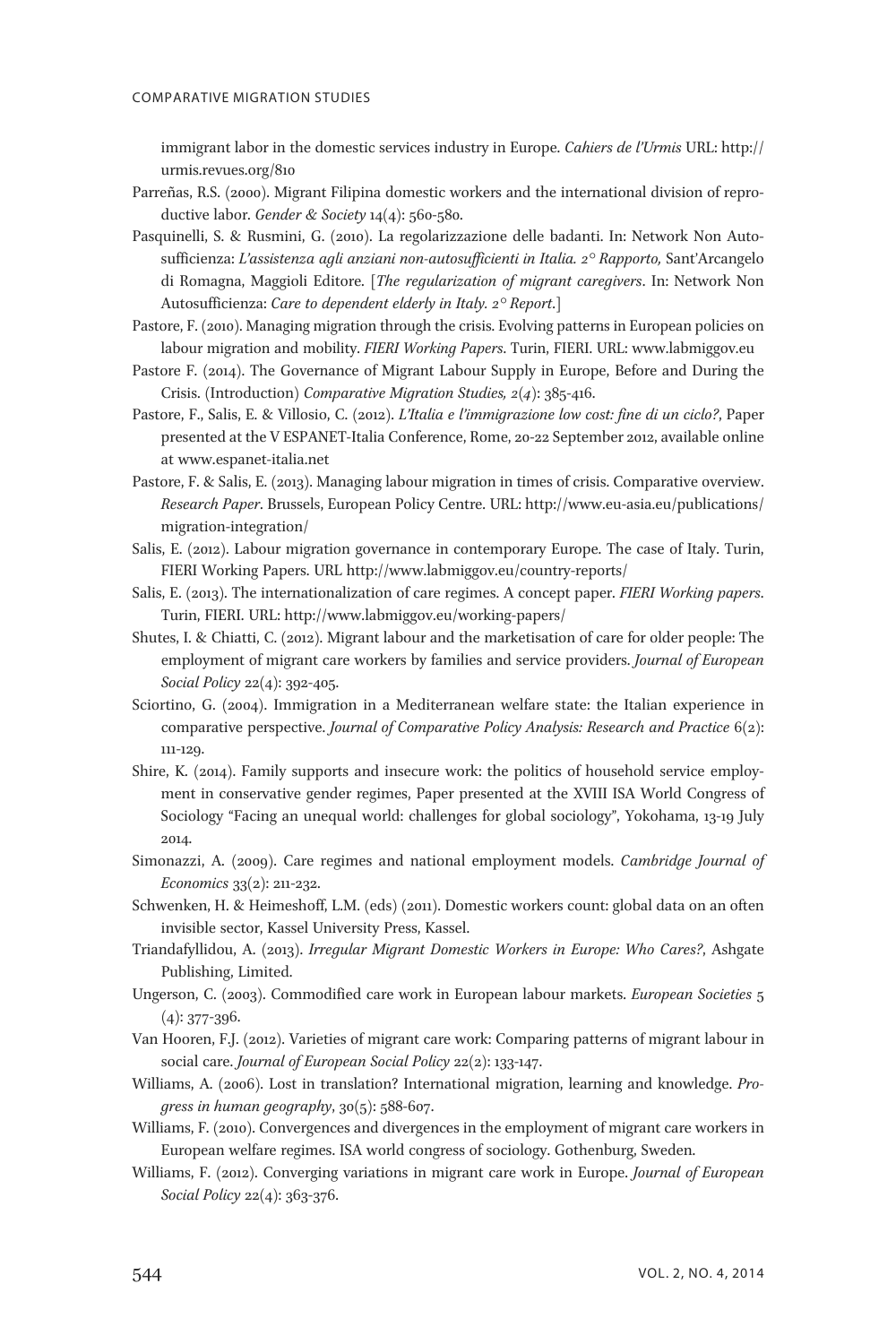immigrant labor in the domestic services industry in Europe. *Cahiers de l'Urmis* URL: http://urmis.revues.org/810

Parreñas, R.S. (2000). Migrant Filipina domestic workers and the international division of reproductive labor. *Gender & Society* 14(4): 560-580.

Pasquinelli, S. & Rusmini, G. (2010). La regolarizzazione delle badanti. In: Network Non Autosufficienza: *L'assistenza agli anziani non-autosufficienti in Italia. 2° Rapporto,* Sant'Arcangelo di Romagna, Maggioli Editore. [*The regularization of migrant caregivers*. In: Network Non Autosufficienza: *Care to dependent elderly in Italy. 2° Report*.]

Pastore, F. (2010). Managing migration through the crisis. Evolving patterns in European policies on labour migration and mobility. *FIERI Working Papers*. Turin, FIERI. URL: www.labmiggov.eu

Pastore F. (2014). The Governance of Migrant Labour Supply in Europe, Before and During the Crisis. (Introduction) *Comparative Migration Studies, 2(4)*: 385-416.

Pastore, F., Salis, E. & Villosio, C. (2012). *L'Italia e l'immigrazione low cost: fine di un ciclo?*, Paper presented at the V ESPANET-Italia Conference, Rome, 20-22 September 2012, available online at www.espanet-italia.net

Pastore, F. & Salis, E. (2013). Managing labour migration in times of crisis. Comparative overview. *Research Paper*. Brussels, European Policy Centre. URL: http://www.eu-asia.eu/publications/migration-integration/

Salis, E. (2012). Labour migration governance in contemporary Europe. The case of Italy. Turin, FIERI Working Papers. URL http://www.labmiggov.eu/country-reports/

Salis, E. (2013). The internationalization of care regimes. A concept paper. *FIERI Working papers*. Turin, FIERI. URL: http://www.labmiggov.eu/working-papers/

Shutes, I. & Chiatti, C. (2012). Migrant labour and the marketisation of care for older people: The employment of migrant care workers by families and service providers. *Journal of European Social Policy* 22(4): 392-405.

Sciortino, G. (2004). Immigration in a Mediterranean welfare state: the Italian experience in comparative perspective. *Journal of Comparative Policy Analysis: Research and Practice* 6(2): 111-129.

Shire, K. (2014). Family supports and insecure work: the politics of household service employment in conservative gender regimes, Paper presented at the XVIII ISA World Congress of Sociology "Facing an unequal world: challenges for global sociology", Yokohama, 13-19 July 2014.

Simonazzi, A. (2009). Care regimes and national employment models. *Cambridge Journal of Economics* 33(2): 211-232.

Schwenken, H. & Heimeshoff, L.M. (eds) (2011). Domestic workers count: global data on an often invisible sector, Kassel University Press, Kassel.

Triandafyllidou, A. (2013). *Irregular Migrant Domestic Workers in Europe: Who Cares?*, Ashgate Publishing, Limited.

Ungerson, C. (2003). Commodified care work in European labour markets. *European Societies* 5 (4): 377-396.

Van Hooren, F.J. (2012). Varieties of migrant care work: Comparing patterns of migrant labour in social care. *Journal of European Social Policy* 22(2): 133-147.

Williams, A. (2006). Lost in translation? International migration, learning and knowledge. *Progress in human geography*, 30(5): 588-607.

Williams, F. (2010). Convergences and divergences in the employment of migrant care workers in European welfare regimes. ISA world congress of sociology. Gothenburg, Sweden.

Williams, F. (2012). Converging variations in migrant care work in Europe. *Journal of European Social Policy* 22(4): 363-376.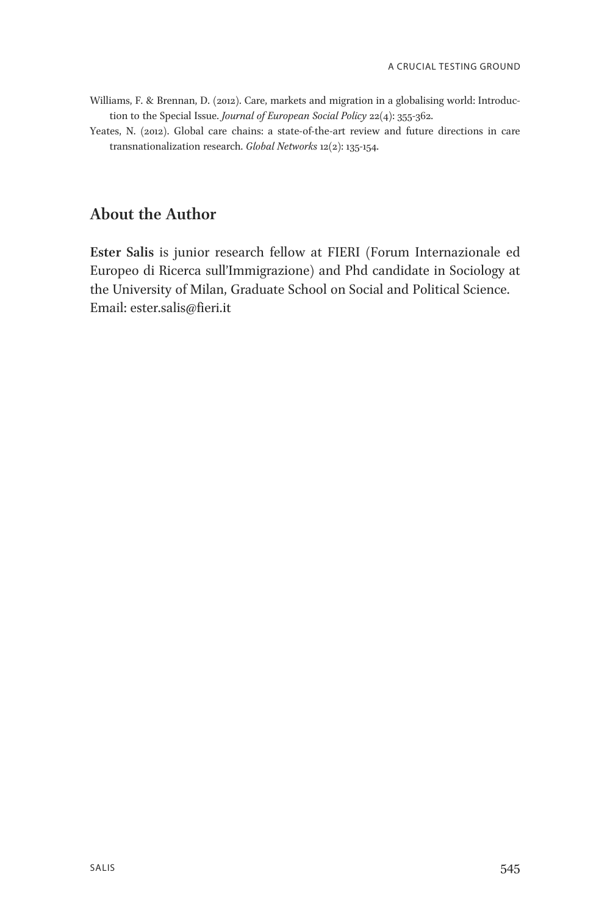Williams, F. & Brennan, D. (2012). Care, markets and migration in a globalising world: Introduction to the Special Issue. *Journal of European Social Policy* 22(4): 355-362.

Yeates, N. (2012). Global care chains: a state-of-the-art review and future directions in care transnationalization research. *Global Networks* 12(2): 135-154.

## About the Author

**Ester Salis** is junior research fellow at FIERI (Forum Internazionale ed Europeo di Ricerca sull'Immigrazione) and Phd candidate in Sociology at the University of Milan, Graduate School on Social and Political Science. Email: ester.salis@fieri.it